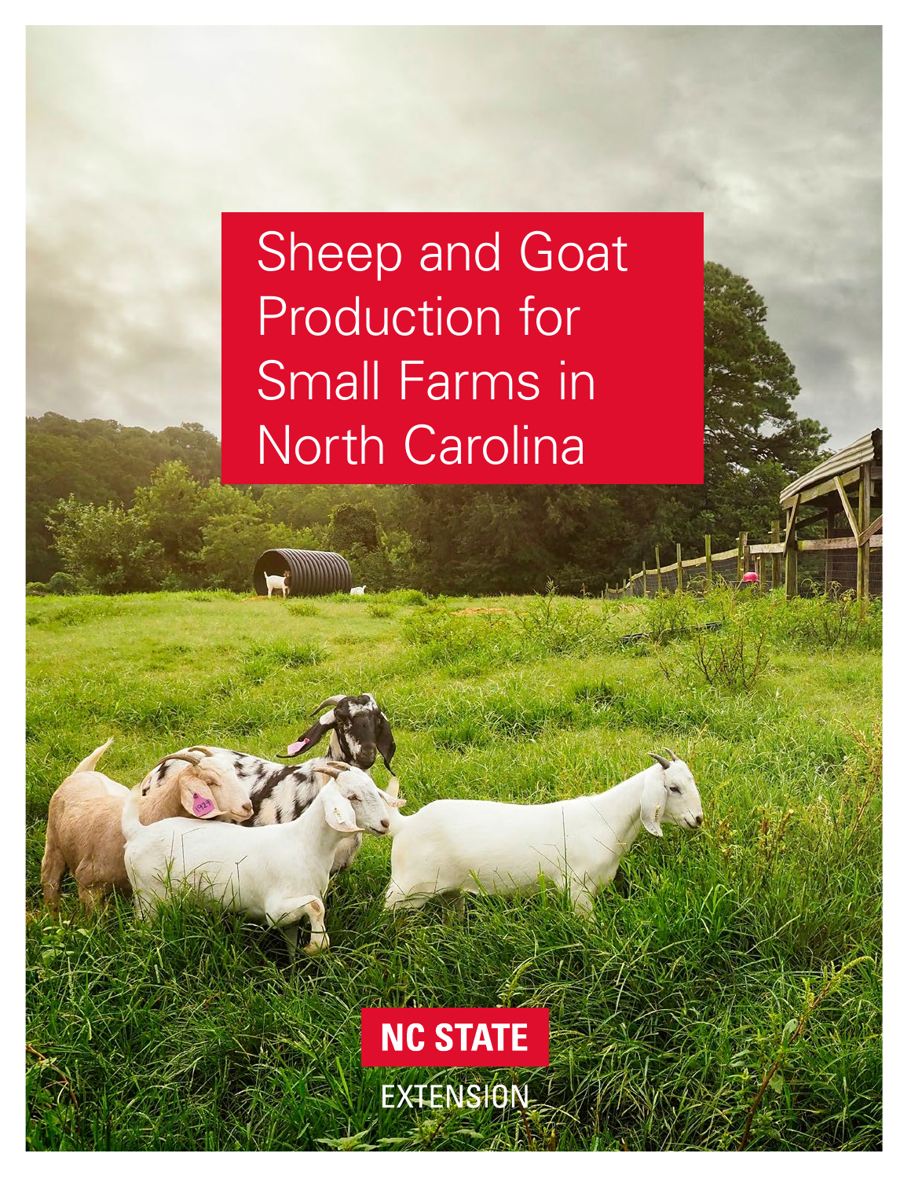# Sheep and Goat Production for Small Farms in North Carolina

NC STATE EXTENSION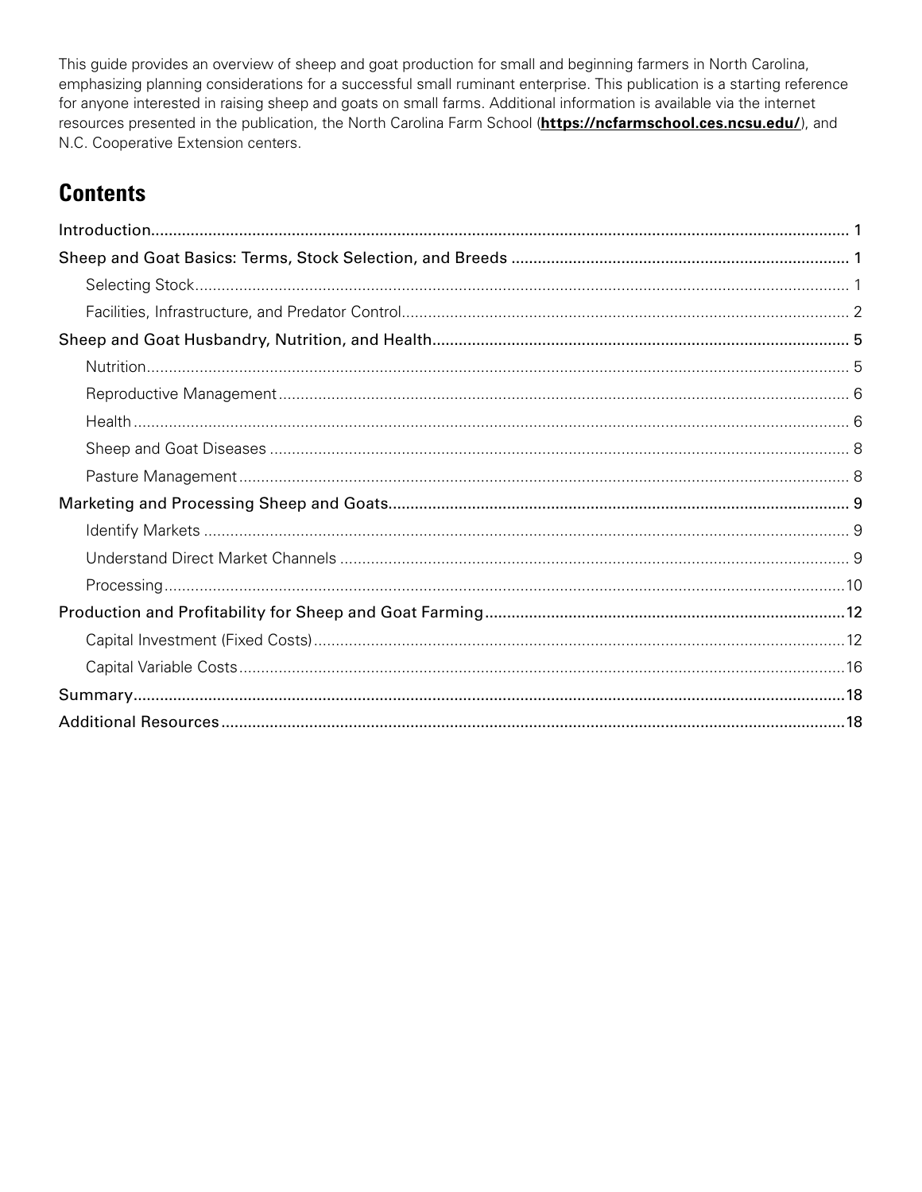This guide provides an overview of sheep and goat production for small and beginning farmers in North Carolina, emphasizing planning considerations for a successful small ruminant enterprise. This publication is a starting reference for anyone interested in raising sheep and goats on small farms. Additional information is available via the internet resources presented in the publication, the North Carolina Farm School (**https://ncfarmschool.ces.ncsu.edu/**), and N.C. Cooperative Extension centers.

## Contents

- Introduction ........ 1
- Sheep and Goat Basics: Terms, Stock Selection, and Breeds ........ 1
  - Selecting Stock ........ 1
  - Facilities, Infrastructure, and Predator Control ........ 2
- Sheep and Goat Husbandry, Nutrition, and Health ........ 5
  - Nutrition ........ 5
  - Reproductive Management ........ 6
  - Health ........ 6
  - Sheep and Goat Diseases ........ 8
  - Pasture Management ........ 8
- Marketing and Processing Sheep and Goats ........ 9
  - Identify Markets ........ 9
  - Understand Direct Market Channels ........ 9
  - Processing ........ 10
- Production and Profitability for Sheep and Goat Farming ........ 12
  - Capital Investment (Fixed Costs) ........ 12
  - Capital Variable Costs ........ 16
- Summary ........ 18
- Additional Resources ........ 18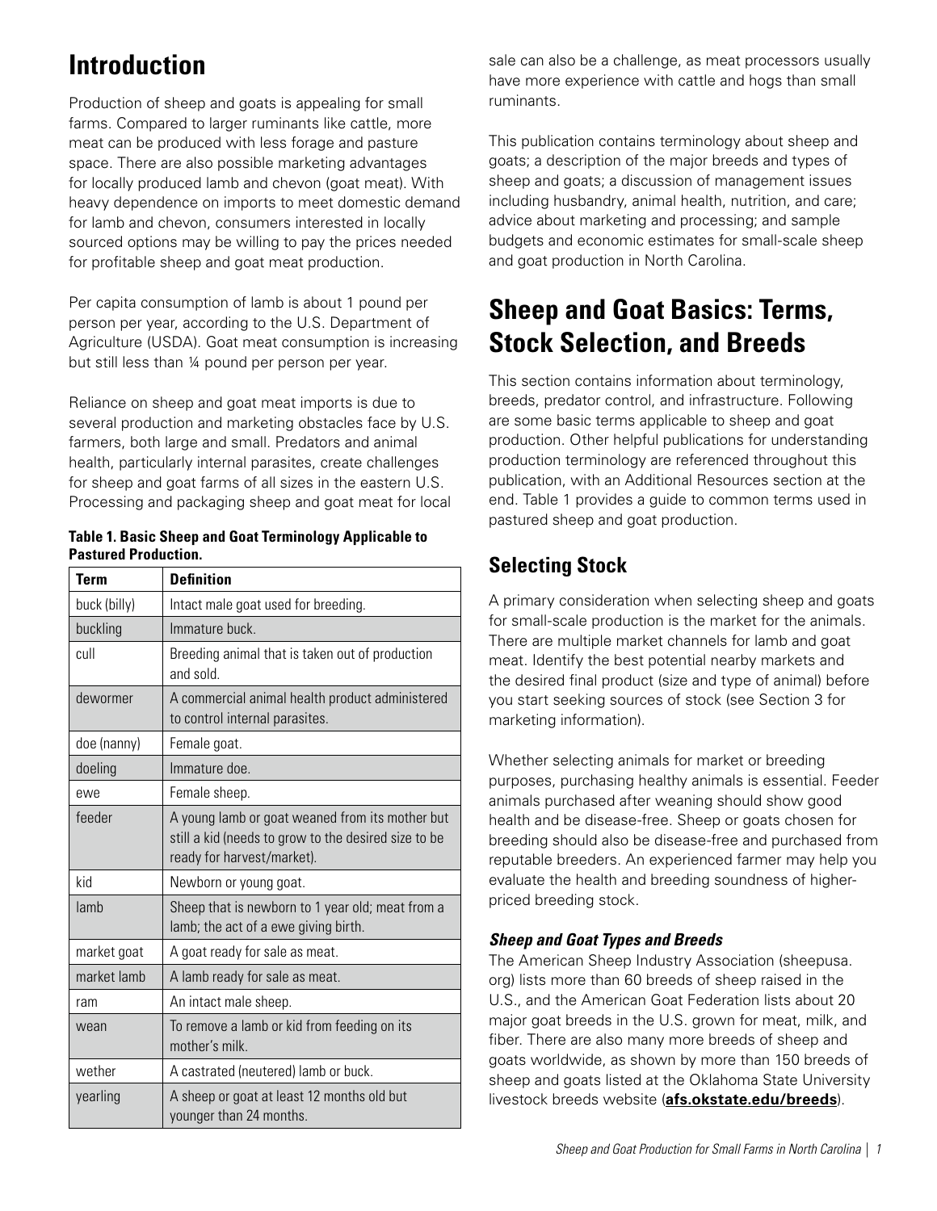# Introduction

Production of sheep and goats is appealing for small farms. Compared to larger ruminants like cattle, more meat can be produced with less forage and pasture space. There are also possible marketing advantages for locally produced lamb and chevon (goat meat). With heavy dependence on imports to meet domestic demand for lamb and chevon, consumers interested in locally sourced options may be willing to pay the prices needed for profitable sheep and goat meat production.

Per capita consumption of lamb is about 1 pound per person per year, according to the U.S. Department of Agriculture (USDA). Goat meat consumption is increasing but still less than ¼ pound per person per year.

Reliance on sheep and goat meat imports is due to several production and marketing obstacles face by U.S. farmers, both large and small. Predators and animal health, particularly internal parasites, create challenges for sheep and goat farms of all sizes in the eastern U.S. Processing and packaging sheep and goat meat for local sale can also be a challenge, as meat processors usually have more experience with cattle and hogs than small ruminants.

This publication contains terminology about sheep and goats; a description of the major breeds and types of sheep and goats; a discussion of management issues including husbandry, animal health, nutrition, and care; advice about marketing and processing; and sample budgets and economic estimates for small-scale sheep and goat production in North Carolina.

**Table 1. Basic Sheep and Goat Terminology Applicable to Pastured Production.**

| Term | Definition |
|---|---|
| buck (billy) | Intact male goat used for breeding. |
| buckling | Immature buck. |
| cull | Breeding animal that is taken out of production and sold. |
| dewormer | A commercial animal health product administered to control internal parasites. |
| doe (nanny) | Female goat. |
| doeling | Immature doe. |
| ewe | Female sheep. |
| feeder | A young lamb or goat weaned from its mother but still a kid (needs to grow to the desired size to be ready for harvest/market). |
| kid | Newborn or young goat. |
| lamb | Sheep that is newborn to 1 year old; meat from a lamb; the act of a ewe giving birth. |
| market goat | A goat ready for sale as meat. |
| market lamb | A lamb ready for sale as meat. |
| ram | An intact male sheep. |
| wean | To remove a lamb or kid from feeding on its mother's milk. |
| wether | A castrated (neutered) lamb or buck. |
| yearling | A sheep or goat at least 12 months old but younger than 24 months. |

# Sheep and Goat Basics: Terms, Stock Selection, and Breeds

This section contains information about terminology, breeds, predator control, and infrastructure. Following are some basic terms applicable to sheep and goat production. Other helpful publications for understanding production terminology are referenced throughout this publication, with an Additional Resources section at the end. Table 1 provides a guide to common terms used in pastured sheep and goat production.

## Selecting Stock

A primary consideration when selecting sheep and goats for small-scale production is the market for the animals. There are multiple market channels for lamb and goat meat. Identify the best potential nearby markets and the desired final product (size and type of animal) before you start seeking sources of stock (see Section 3 for marketing information).

Whether selecting animals for market or breeding purposes, purchasing healthy animals is essential. Feeder animals purchased after weaning should show good health and be disease-free. Sheep or goats chosen for breeding should also be disease-free and purchased from reputable breeders. An experienced farmer may help you evaluate the health and breeding soundness of higher-priced breeding stock.

### *Sheep and Goat Types and Breeds*

The American Sheep Industry Association (sheepusa.org) lists more than 60 breeds of sheep raised in the U.S., and the American Goat Federation lists about 20 major goat breeds in the U.S. grown for meat, milk, and fiber. There are also many more breeds of sheep and goats worldwide, as shown by more than 150 breeds of sheep and goats listed at the Oklahoma State University livestock breeds website (**afs.okstate.edu/breeds**).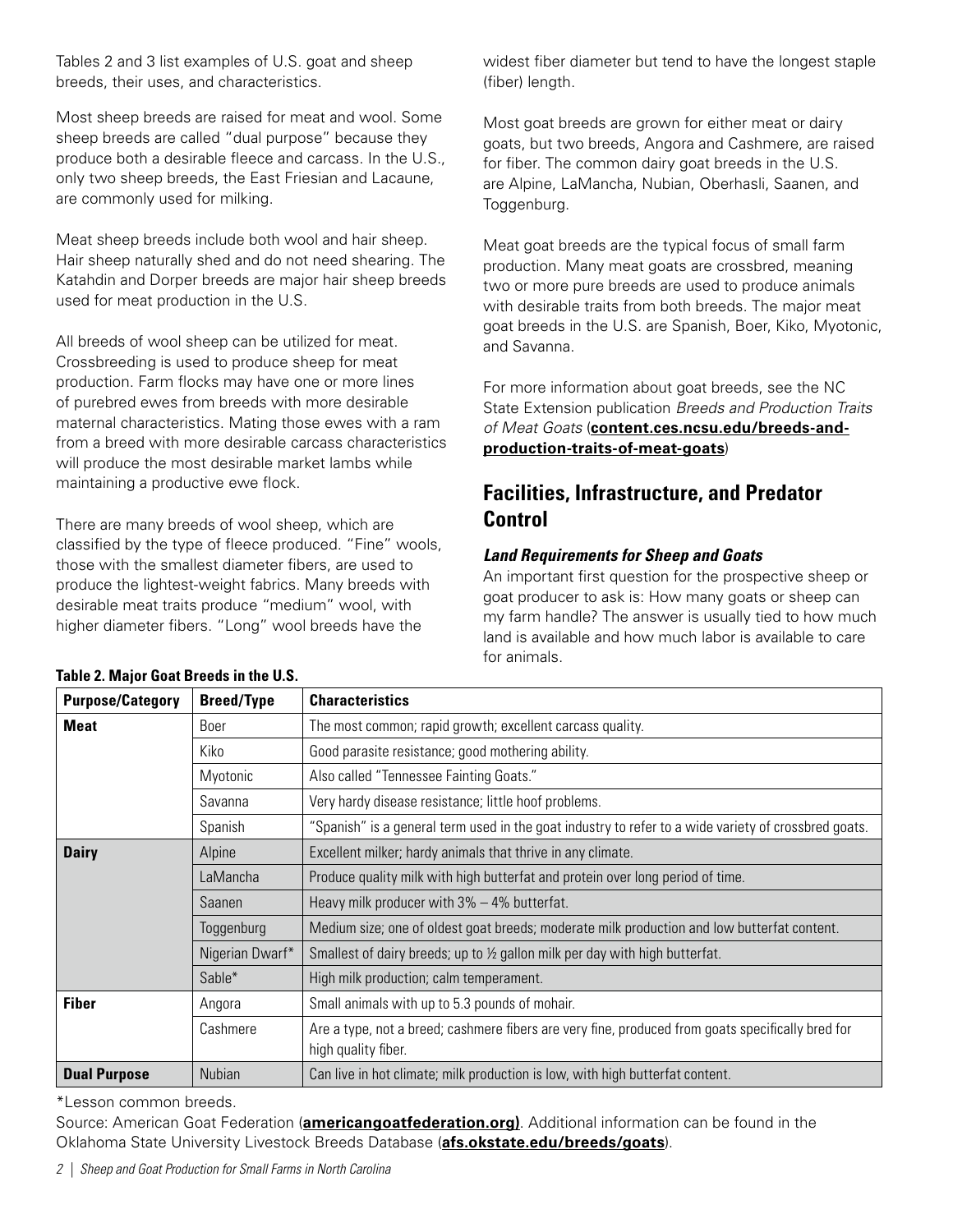Tables 2 and 3 list examples of U.S. goat and sheep breeds, their uses, and characteristics.

Most sheep breeds are raised for meat and wool. Some sheep breeds are called "dual purpose" because they produce both a desirable fleece and carcass. In the U.S., only two sheep breeds, the East Friesian and Lacaune, are commonly used for milking.

Meat sheep breeds include both wool and hair sheep. Hair sheep naturally shed and do not need shearing. The Katahdin and Dorper breeds are major hair sheep breeds used for meat production in the U.S.

All breeds of wool sheep can be utilized for meat. Crossbreeding is used to produce sheep for meat production. Farm flocks may have one or more lines of purebred ewes from breeds with more desirable maternal characteristics. Mating those ewes with a ram from a breed with more desirable carcass characteristics will produce the most desirable market lambs while maintaining a productive ewe flock.

There are many breeds of wool sheep, which are classified by the type of fleece produced. "Fine" wools, those with the smallest diameter fibers, are used to produce the lightest-weight fabrics. Many breeds with desirable meat traits produce "medium" wool, with higher diameter fibers. "Long" wool breeds have the widest fiber diameter but tend to have the longest staple (fiber) length.

Most goat breeds are grown for either meat or dairy goats, but two breeds, Angora and Cashmere, are raised for fiber. The common dairy goat breeds in the U.S. are Alpine, LaMancha, Nubian, Oberhasli, Saanen, and Toggenburg.

Meat goat breeds are the typical focus of small farm production. Many meat goats are crossbred, meaning two or more pure breeds are used to produce animals with desirable traits from both breeds. The major meat goat breeds in the U.S. are Spanish, Boer, Kiko, Myotonic, and Savanna.

For more information about goat breeds, see the NC State Extension publication *Breeds and Production Traits of Meat Goats* (**content.ces.ncsu.edu/breeds-and-production-traits-of-meat-goats**)

## Facilities, Infrastructure, and Predator Control

### *Land Requirements for Sheep and Goats*

An important first question for the prospective sheep or goat producer to ask is: How many goats or sheep can my farm handle? The answer is usually tied to how much land is available and how much labor is available to care for animals.

**Table 2. Major Goat Breeds in the U.S.**

| Purpose/Category | Breed/Type | Characteristics |
|---|---|---|
| **Meat** | Boer | The most common; rapid growth; excellent carcass quality. |
| | Kiko | Good parasite resistance; good mothering ability. |
| | Myotonic | Also called "Tennessee Fainting Goats." |
| | Savanna | Very hardy disease resistance; little hoof problems. |
| | Spanish | "Spanish" is a general term used in the goat industry to refer to a wide variety of crossbred goats. |
| **Dairy** | Alpine | Excellent milker; hardy animals that thrive in any climate. |
| | LaMancha | Produce quality milk with high butterfat and protein over long period of time. |
| | Saanen | Heavy milk producer with 3% – 4% butterfat. |
| | Toggenburg | Medium size; one of oldest goat breeds; moderate milk production and low butterfat content. |
| | Nigerian Dwarf* | Smallest of dairy breeds; up to ½ gallon milk per day with high butterfat. |
| | Sable* | High milk production; calm temperament. |
| **Fiber** | Angora | Small animals with up to 5.3 pounds of mohair. |
| | Cashmere | Are a type, not a breed; cashmere fibers are very fine, produced from goats specifically bred for high quality fiber. |
| **Dual Purpose** | Nubian | Can live in hot climate; milk production is low, with high butterfat content. |

*Lesson common breeds.

Source: American Goat Federation (**americangoatfederation.org)**. Additional information can be found in the Oklahoma State University Livestock Breeds Database (**afs.okstate.edu/breeds/goats**).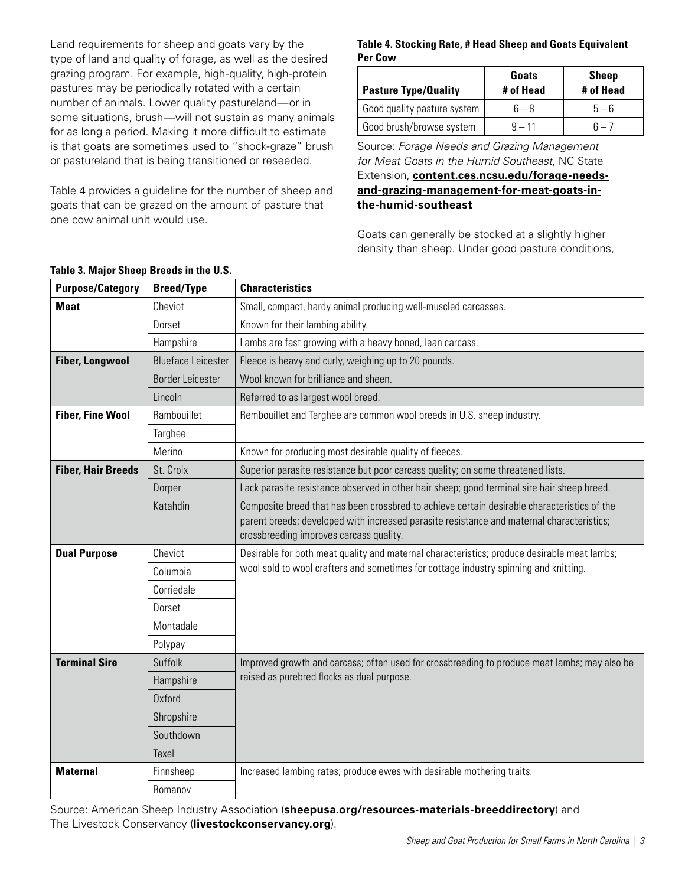Land requirements for sheep and goats vary by the type of land and quality of forage, as well as the desired grazing program. For example, high-quality, high-protein pastures may be periodically rotated with a certain number of animals. Lower quality pastureland—or in some situations, brush—will not sustain as many animals for as long a period. Making it more difficult to estimate is that goats are sometimes used to "shock-graze" brush or pastureland that is being transitioned or reseeded.

Table 4 provides a guideline for the number of sheep and goats that can be grazed on the amount of pasture that one cow animal unit would use.

**Table 4. Stocking Rate, # Head Sheep and Goats Equivalent Per Cow**

| Pasture Type/Quality | Goats # of Head | Sheep # of Head |
|---|---|---|
| Good quality pasture system | 6 – 8 | 5 – 6 |
| Good brush/browse system | 9 – 11 | 6 – 7 |

Source: *Forage Needs and Grazing Management for Meat Goats in the Humid Southeast*, NC State Extension, **content.ces.ncsu.edu/forage-needs-and-grazing-management-for-meat-goats-in-the-humid-southeast**

Goats can generally be stocked at a slightly higher density than sheep. Under good pasture conditions,

**Table 3. Major Sheep Breeds in the U.S.**

| Purpose/Category | Breed/Type | Characteristics |
|---|---|---|
| **Meat** | Cheviot | Small, compact, hardy animal producing well-muscled carcasses. |
| | Dorset | Known for their lambing ability. |
| | Hampshire | Lambs are fast growing with a heavy boned, lean carcass. |
| **Fiber, Longwool** | Blueface Leicester | Fleece is heavy and curly, weighing up to 20 pounds. |
| | Border Leicester | Wool known for brilliance and sheen. |
| | Lincoln | Referred to as largest wool breed. |
| **Fiber, Fine Wool** | Rambouillet | Rembouillet and Targhee are common wool breeds in U.S. sheep industry. |
| | Targhee | |
| | Merino | Known for producing most desirable quality of fleeces. |
| **Fiber, Hair Breeds** | St. Croix | Superior parasite resistance but poor carcass quality; on some threatened lists. |
| | Dorper | Lack parasite resistance observed in other hair sheep; good terminal sire hair sheep breed. |
| | Katahdin | Composite breed that has been crossbred to achieve certain desirable characteristics of the parent breeds; developed with increased parasite resistance and maternal characteristics; crossbreeding improves carcass quality. |
| **Dual Purpose** | Cheviot | Desirable for both meat quality and maternal characteristics; produce desirable meat lambs; wool sold to wool crafters and sometimes for cottage industry spinning and knitting. |
| | Columbia | |
| | Corriedale | |
| | Dorset | |
| | Montadale | |
| | Polypay | |
| **Terminal Sire** | Suffolk | Improved growth and carcass; often used for crossbreeding to produce meat lambs; may also be raised as purebred flocks as dual purpose. |
| | Hampshire | |
| | Oxford | |
| | Shropshire | |
| | Southdown | |
| | Texel | |
| **Maternal** | Finnsheep | Increased lambing rates; produce ewes with desirable mothering traits. |
| | Romanov | |

Source: American Sheep Industry Association (**sheepusa.org/resources-materials-breeddirectory**) and The Livestock Conservancy (**livestockconservancy.org**).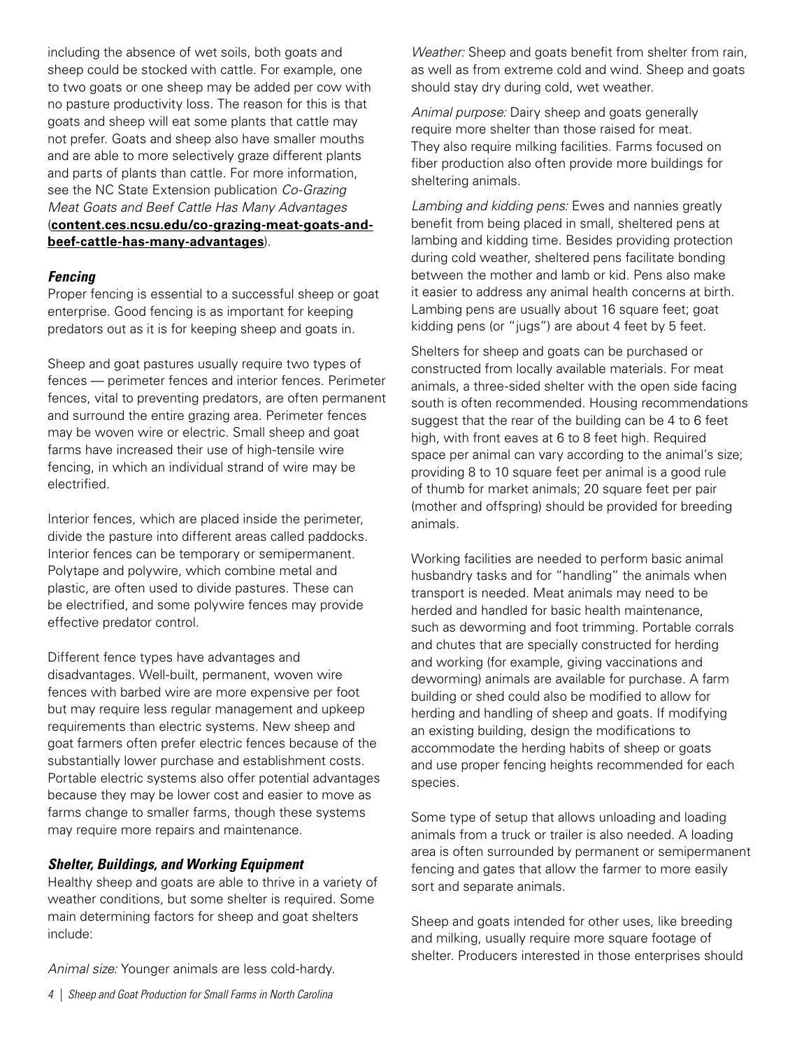including the absence of wet soils, both goats and sheep could be stocked with cattle. For example, one to two goats or one sheep may be added per cow with no pasture productivity loss. The reason for this is that goats and sheep will eat some plants that cattle may not prefer. Goats and sheep also have smaller mouths and are able to more selectively graze different plants and parts of plants than cattle. For more information, see the NC State Extension publication *Co-Grazing Meat Goats and Beef Cattle Has Many Advantages* (**content.ces.ncsu.edu/co-grazing-meat-goats-and-beef-cattle-has-many-advantages**).

### *Fencing*

Proper fencing is essential to a successful sheep or goat enterprise. Good fencing is as important for keeping predators out as it is for keeping sheep and goats in.

Sheep and goat pastures usually require two types of fences — perimeter fences and interior fences. Perimeter fences, vital to preventing predators, are often permanent and surround the entire grazing area. Perimeter fences may be woven wire or electric. Small sheep and goat farms have increased their use of high-tensile wire fencing, in which an individual strand of wire may be electrified.

Interior fences, which are placed inside the perimeter, divide the pasture into different areas called paddocks. Interior fences can be temporary or semipermanent. Polytape and polywire, which combine metal and plastic, are often used to divide pastures. These can be electrified, and some polywire fences may provide effective predator control.

Different fence types have advantages and disadvantages. Well-built, permanent, woven wire fences with barbed wire are more expensive per foot but may require less regular management and upkeep requirements than electric systems. New sheep and goat farmers often prefer electric fences because of the substantially lower purchase and establishment costs. Portable electric systems also offer potential advantages because they may be lower cost and easier to move as farms change to smaller farms, though these systems may require more repairs and maintenance.

### *Shelter, Buildings, and Working Equipment*

Healthy sheep and goats are able to thrive in a variety of weather conditions, but some shelter is required. Some main determining factors for sheep and goat shelters include:

*Animal size:* Younger animals are less cold-hardy.

*Weather:* Sheep and goats benefit from shelter from rain, as well as from extreme cold and wind. Sheep and goats should stay dry during cold, wet weather.

*Animal purpose:* Dairy sheep and goats generally require more shelter than those raised for meat. They also require milking facilities. Farms focused on fiber production also often provide more buildings for sheltering animals.

*Lambing and kidding pens:* Ewes and nannies greatly benefit from being placed in small, sheltered pens at lambing and kidding time. Besides providing protection during cold weather, sheltered pens facilitate bonding between the mother and lamb or kid. Pens also make it easier to address any animal health concerns at birth. Lambing pens are usually about 16 square feet; goat kidding pens (or "jugs") are about 4 feet by 5 feet.

Shelters for sheep and goats can be purchased or constructed from locally available materials. For meat animals, a three-sided shelter with the open side facing south is often recommended. Housing recommendations suggest that the rear of the building can be 4 to 6 feet high, with front eaves at 6 to 8 feet high. Required space per animal can vary according to the animal's size; providing 8 to 10 square feet per animal is a good rule of thumb for market animals; 20 square feet per pair (mother and offspring) should be provided for breeding animals.

Working facilities are needed to perform basic animal husbandry tasks and for "handling" the animals when transport is needed. Meat animals may need to be herded and handled for basic health maintenance, such as deworming and foot trimming. Portable corrals and chutes that are specially constructed for herding and working (for example, giving vaccinations and deworming) animals are available for purchase. A farm building or shed could also be modified to allow for herding and handling of sheep and goats. If modifying an existing building, design the modifications to accommodate the herding habits of sheep or goats and use proper fencing heights recommended for each species.

Some type of setup that allows unloading and loading animals from a truck or trailer is also needed. A loading area is often surrounded by permanent or semipermanent fencing and gates that allow the farmer to more easily sort and separate animals.

Sheep and goats intended for other uses, like breeding and milking, usually require more square footage of shelter. Producers interested in those enterprises should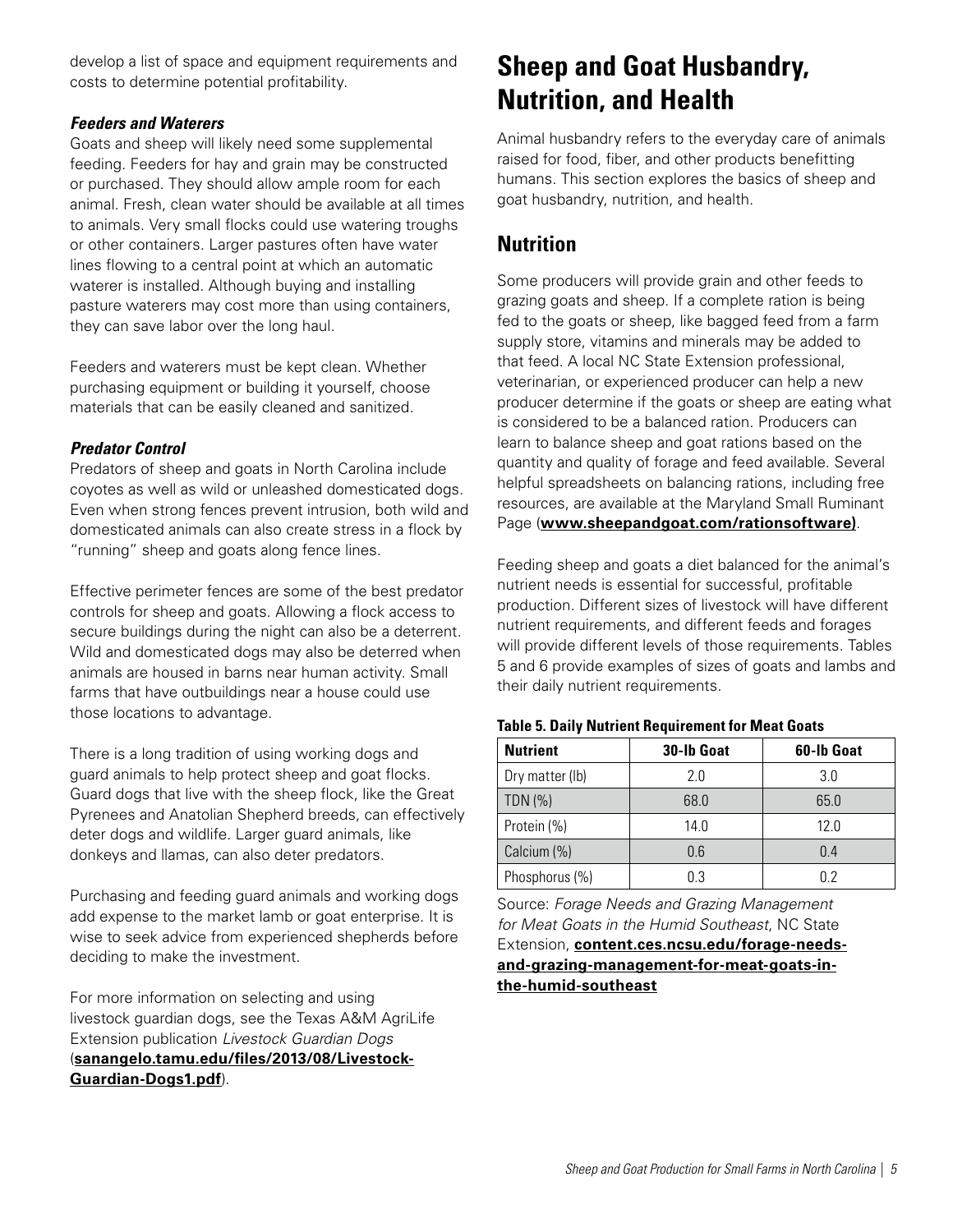develop a list of space and equipment requirements and costs to determine potential profitability.

### *Feeders and Waterers*

Goats and sheep will likely need some supplemental feeding. Feeders for hay and grain may be constructed or purchased. They should allow ample room for each animal. Fresh, clean water should be available at all times to animals. Very small flocks could use watering troughs or other containers. Larger pastures often have water lines flowing to a central point at which an automatic waterer is installed. Although buying and installing pasture waterers may cost more than using containers, they can save labor over the long haul.

Feeders and waterers must be kept clean. Whether purchasing equipment or building it yourself, choose materials that can be easily cleaned and sanitized.

### *Predator Control*

Predators of sheep and goats in North Carolina include coyotes as well as wild or unleashed domesticated dogs. Even when strong fences prevent intrusion, both wild and domesticated animals can also create stress in a flock by "running" sheep and goats along fence lines.

Effective perimeter fences are some of the best predator controls for sheep and goats. Allowing a flock access to secure buildings during the night can also be a deterrent. Wild and domesticated dogs may also be deterred when animals are housed in barns near human activity. Small farms that have outbuildings near a house could use those locations to advantage.

There is a long tradition of using working dogs and guard animals to help protect sheep and goat flocks. Guard dogs that live with the sheep flock, like the Great Pyrenees and Anatolian Shepherd breeds, can effectively deter dogs and wildlife. Larger guard animals, like donkeys and llamas, can also deter predators.

Purchasing and feeding guard animals and working dogs add expense to the market lamb or goat enterprise. It is wise to seek advice from experienced shepherds before deciding to make the investment.

For more information on selecting and using livestock guardian dogs, see the Texas A&M AgriLife Extension publication *Livestock Guardian Dogs* (**sanangelo.tamu.edu/files/2013/08/Livestock-Guardian-Dogs1.pdf**).

# Sheep and Goat Husbandry, Nutrition, and Health

Animal husbandry refers to the everyday care of animals raised for food, fiber, and other products benefitting humans. This section explores the basics of sheep and goat husbandry, nutrition, and health.

## Nutrition

Some producers will provide grain and other feeds to grazing goats and sheep. If a complete ration is being fed to the goats or sheep, like bagged feed from a farm supply store, vitamins and minerals may be added to that feed. A local NC State Extension professional, veterinarian, or experienced producer can help a new producer determine if the goats or sheep are eating what is considered to be a balanced ration. Producers can learn to balance sheep and goat rations based on the quantity and quality of forage and feed available. Several helpful spreadsheets on balancing rations, including free resources, are available at the Maryland Small Ruminant Page (**www.sheepandgoat.com/rationsoftware)**.

Feeding sheep and goats a diet balanced for the animal's nutrient needs is essential for successful, profitable production. Different sizes of livestock will have different nutrient requirements, and different feeds and forages will provide different levels of those requirements. Tables 5 and 6 provide examples of sizes of goats and lambs and their daily nutrient requirements.

**Table 5. Daily Nutrient Requirement for Meat Goats**

| Nutrient | 30-lb Goat | 60-lb Goat |
|---|---|---|
| Dry matter (lb) | 2.0 | 3.0 |
| TDN (%) | 68.0 | 65.0 |
| Protein (%) | 14.0 | 12.0 |
| Calcium (%) | 0.6 | 0.4 |
| Phosphorus (%) | 0.3 | 0.2 |

Source: *Forage Needs and Grazing Management for Meat Goats in the Humid Southeast*, NC State Extension, **content.ces.ncsu.edu/forage-needs-and-grazing-management-for-meat-goats-in-the-humid-southeast**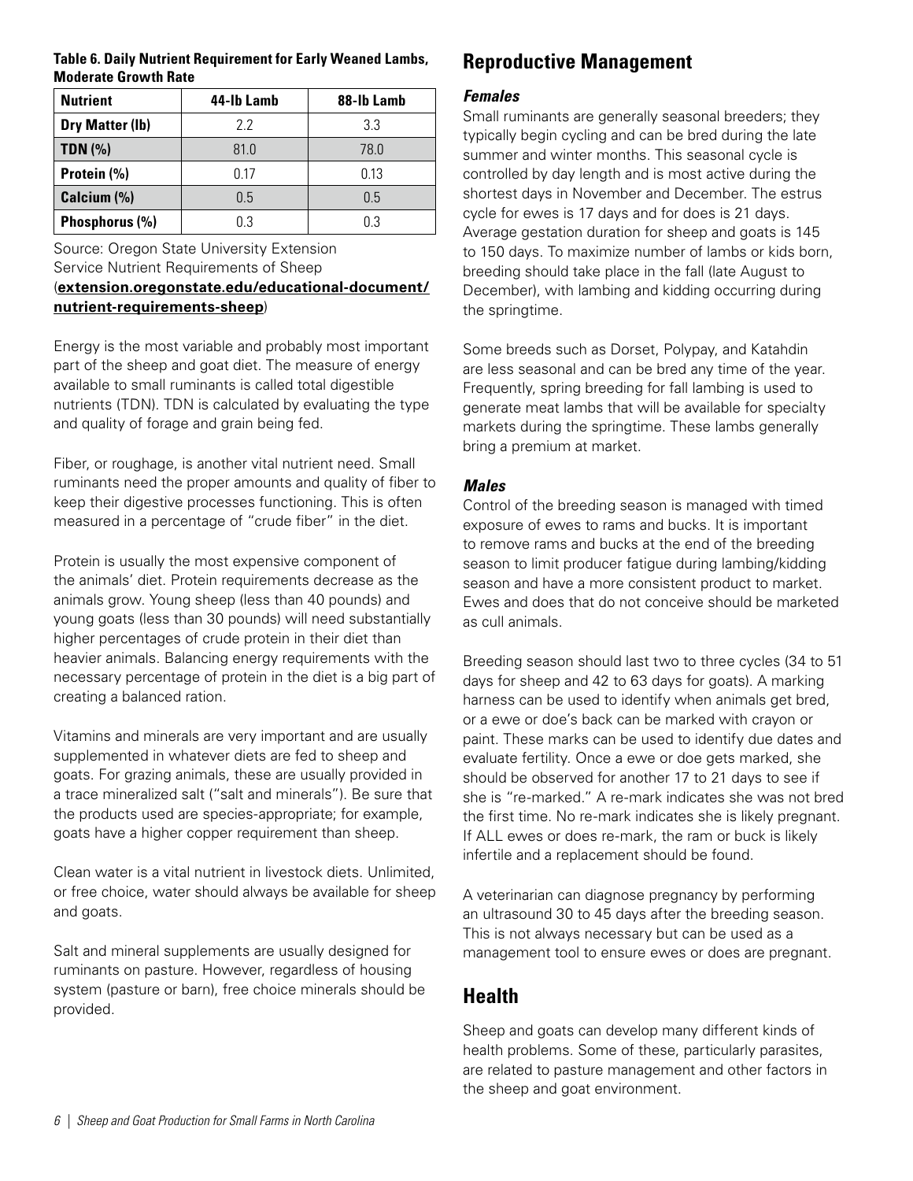**Table 6. Daily Nutrient Requirement for Early Weaned Lambs, Moderate Growth Rate**

| Nutrient | 44-lb Lamb | 88-lb Lamb |
|---|---|---|
| Dry Matter (lb) | 2.2 | 3.3 |
| TDN (%) | 81.0 | 78.0 |
| Protein (%) | 0.17 | 0.13 |
| Calcium (%) | 0.5 | 0.5 |
| Phosphorus (%) | 0.3 | 0.3 |

Source: Oregon State University Extension Service Nutrient Requirements of Sheep (**extension.oregonstate.edu/educational-document/nutrient-requirements-sheep**)

Energy is the most variable and probably most important part of the sheep and goat diet. The measure of energy available to small ruminants is called total digestible nutrients (TDN). TDN is calculated by evaluating the type and quality of forage and grain being fed.

Fiber, or roughage, is another vital nutrient need. Small ruminants need the proper amounts and quality of fiber to keep their digestive processes functioning. This is often measured in a percentage of "crude fiber" in the diet.

Protein is usually the most expensive component of the animals' diet. Protein requirements decrease as the animals grow. Young sheep (less than 40 pounds) and young goats (less than 30 pounds) will need substantially higher percentages of crude protein in their diet than heavier animals. Balancing energy requirements with the necessary percentage of protein in the diet is a big part of creating a balanced ration.

Vitamins and minerals are very important and are usually supplemented in whatever diets are fed to sheep and goats. For grazing animals, these are usually provided in a trace mineralized salt ("salt and minerals"). Be sure that the products used are species-appropriate; for example, goats have a higher copper requirement than sheep.

Clean water is a vital nutrient in livestock diets. Unlimited, or free choice, water should always be available for sheep and goats.

Salt and mineral supplements are usually designed for ruminants on pasture. However, regardless of housing system (pasture or barn), free choice minerals should be provided.

## Reproductive Management

### *Females*

Small ruminants are generally seasonal breeders; they typically begin cycling and can be bred during the late summer and winter months. This seasonal cycle is controlled by day length and is most active during the shortest days in November and December. The estrus cycle for ewes is 17 days and for does is 21 days. Average gestation duration for sheep and goats is 145 to 150 days. To maximize number of lambs or kids born, breeding should take place in the fall (late August to December), with lambing and kidding occurring during the springtime.

Some breeds such as Dorset, Polypay, and Katahdin are less seasonal and can be bred any time of the year. Frequently, spring breeding for fall lambing is used to generate meat lambs that will be available for specialty markets during the springtime. These lambs generally bring a premium at market.

### *Males*

Control of the breeding season is managed with timed exposure of ewes to rams and bucks. It is important to remove rams and bucks at the end of the breeding season to limit producer fatigue during lambing/kidding season and have a more consistent product to market. Ewes and does that do not conceive should be marketed as cull animals.

Breeding season should last two to three cycles (34 to 51 days for sheep and 42 to 63 days for goats). A marking harness can be used to identify when animals get bred, or a ewe or doe's back can be marked with crayon or paint. These marks can be used to identify due dates and evaluate fertility. Once a ewe or doe gets marked, she should be observed for another 17 to 21 days to see if she is "re-marked." A re-mark indicates she was not bred the first time. No re-mark indicates she is likely pregnant. If ALL ewes or does re-mark, the ram or buck is likely infertile and a replacement should be found.

A veterinarian can diagnose pregnancy by performing an ultrasound 30 to 45 days after the breeding season. This is not always necessary but can be used as a management tool to ensure ewes or does are pregnant.

## Health

Sheep and goats can develop many different kinds of health problems. Some of these, particularly parasites, are related to pasture management and other factors in the sheep and goat environment.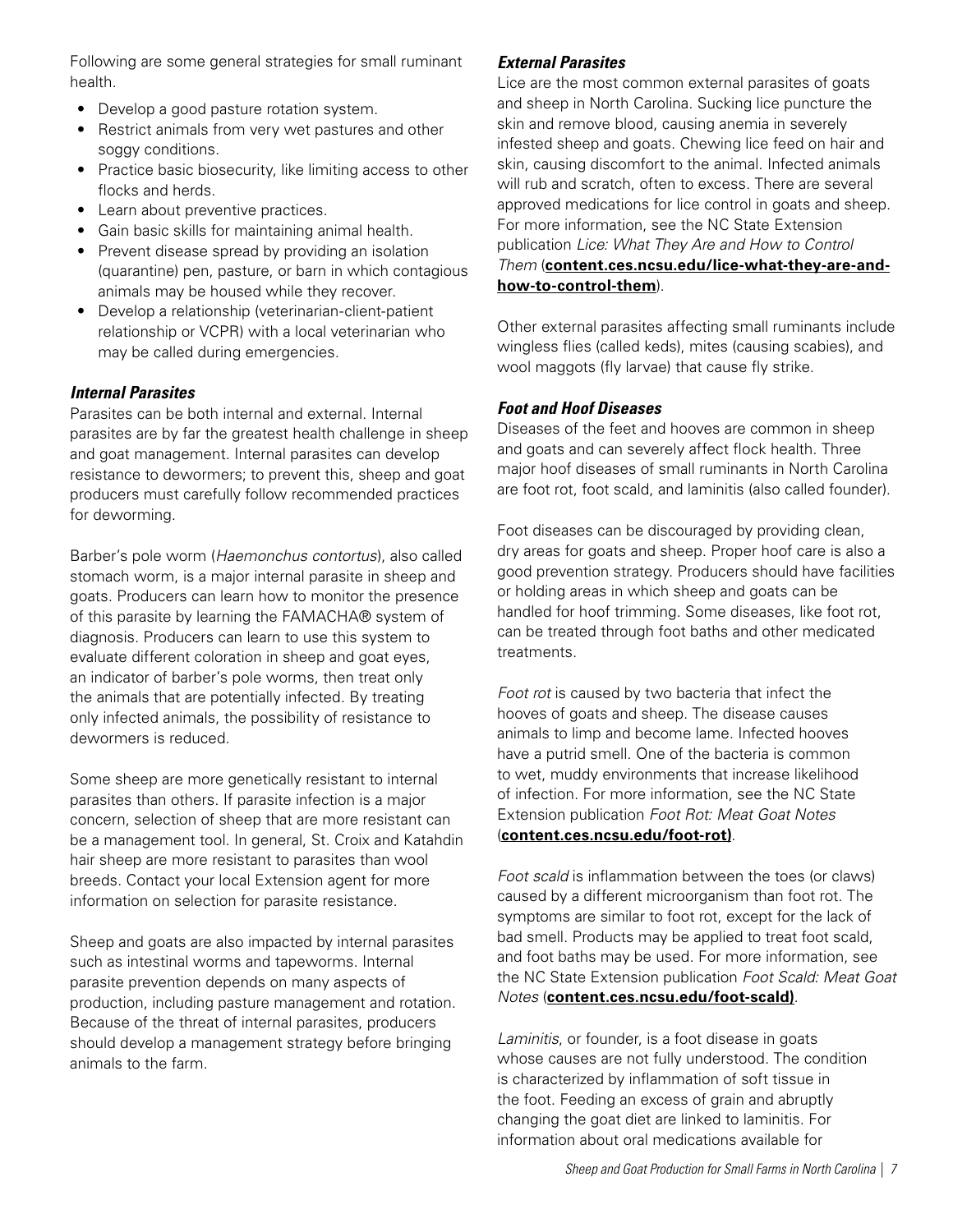Following are some general strategies for small ruminant health.

- Develop a good pasture rotation system.
- Restrict animals from very wet pastures and other soggy conditions.
- Practice basic biosecurity, like limiting access to other flocks and herds.
- Learn about preventive practices.
- Gain basic skills for maintaining animal health.
- Prevent disease spread by providing an isolation (quarantine) pen, pasture, or barn in which contagious animals may be housed while they recover.
- Develop a relationship (veterinarian-client-patient relationship or VCPR) with a local veterinarian who may be called during emergencies.

### *Internal Parasites*

Parasites can be both internal and external. Internal parasites are by far the greatest health challenge in sheep and goat management. Internal parasites can develop resistance to dewormers; to prevent this, sheep and goat producers must carefully follow recommended practices for deworming.

Barber's pole worm (*Haemonchus contortus*), also called stomach worm, is a major internal parasite in sheep and goats. Producers can learn how to monitor the presence of this parasite by learning the FAMACHA® system of diagnosis. Producers can learn to use this system to evaluate different coloration in sheep and goat eyes, an indicator of barber's pole worms, then treat only the animals that are potentially infected. By treating only infected animals, the possibility of resistance to dewormers is reduced.

Some sheep are more genetically resistant to internal parasites than others. If parasite infection is a major concern, selection of sheep that are more resistant can be a management tool. In general, St. Croix and Katahdin hair sheep are more resistant to parasites than wool breeds. Contact your local Extension agent for more information on selection for parasite resistance.

Sheep and goats are also impacted by internal parasites such as intestinal worms and tapeworms. Internal parasite prevention depends on many aspects of production, including pasture management and rotation. Because of the threat of internal parasites, producers should develop a management strategy before bringing animals to the farm.

### *External Parasites*

Lice are the most common external parasites of goats and sheep in North Carolina. Sucking lice puncture the skin and remove blood, causing anemia in severely infested sheep and goats. Chewing lice feed on hair and skin, causing discomfort to the animal. Infected animals will rub and scratch, often to excess. There are several approved medications for lice control in goats and sheep. For more information, see the NC State Extension publication *Lice: What They Are and How to Control Them* (**content.ces.ncsu.edu/lice-what-they-are-and-how-to-control-them**).

Other external parasites affecting small ruminants include wingless flies (called keds), mites (causing scabies), and wool maggots (fly larvae) that cause fly strike.

### *Foot and Hoof Diseases*

Diseases of the feet and hooves are common in sheep and goats and can severely affect flock health. Three major hoof diseases of small ruminants in North Carolina are foot rot, foot scald, and laminitis (also called founder).

Foot diseases can be discouraged by providing clean, dry areas for goats and sheep. Proper hoof care is also a good prevention strategy. Producers should have facilities or holding areas in which sheep and goats can be handled for hoof trimming. Some diseases, like foot rot, can be treated through foot baths and other medicated treatments.

*Foot rot* is caused by two bacteria that infect the hooves of goats and sheep. The disease causes animals to limp and become lame. Infected hooves have a putrid smell. One of the bacteria is common to wet, muddy environments that increase likelihood of infection. For more information, see the NC State Extension publication *Foot Rot: Meat Goat Notes* (**content.ces.ncsu.edu/foot-rot)**.

*Foot scald* is inflammation between the toes (or claws) caused by a different microorganism than foot rot. The symptoms are similar to foot rot, except for the lack of bad smell. Products may be applied to treat foot scald, and foot baths may be used. For more information, see the NC State Extension publication *Foot Scald: Meat Goat Notes* (**content.ces.ncsu.edu/foot-scald)**.

*Laminitis*, or founder, is a foot disease in goats whose causes are not fully understood. The condition is characterized by inflammation of soft tissue in the foot. Feeding an excess of grain and abruptly changing the goat diet are linked to laminitis. For information about oral medications available for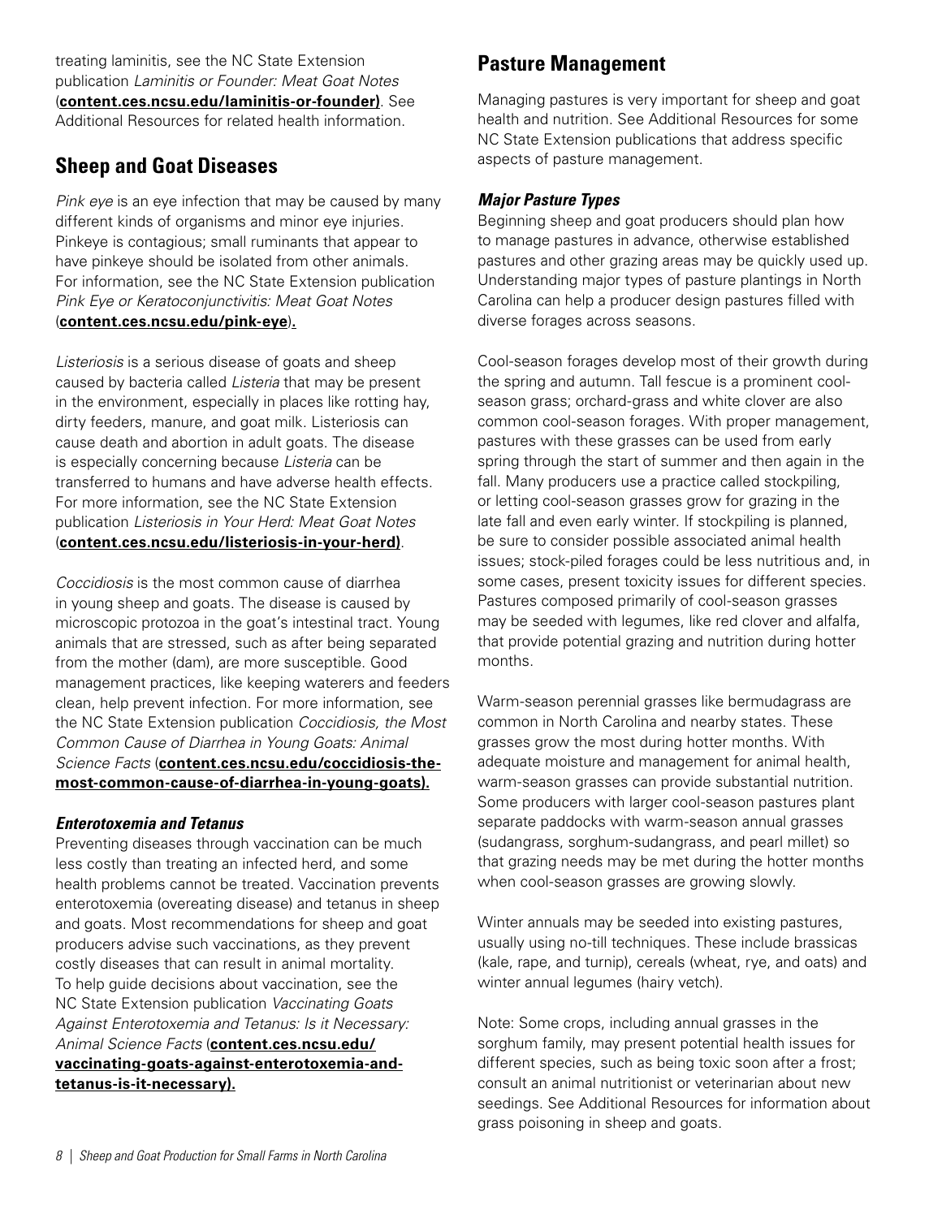treating laminitis, see the NC State Extension publication *Laminitis or Founder: Meat Goat Notes* (**content.ces.ncsu.edu/laminitis-or-founder)**. See Additional Resources for related health information.

## Sheep and Goat Diseases

*Pink eye* is an eye infection that may be caused by many different kinds of organisms and minor eye injuries. Pinkeye is contagious; small ruminants that appear to have pinkeye should be isolated from other animals. For information, see the NC State Extension publication *Pink Eye or Keratoconjunctivitis: Meat Goat Notes* (**content.ces.ncsu.edu/pink-eye**).

*Listeriosis* is a serious disease of goats and sheep caused by bacteria called *Listeria* that may be present in the environment, especially in places like rotting hay, dirty feeders, manure, and goat milk. Listeriosis can cause death and abortion in adult goats. The disease is especially concerning because *Listeria* can be transferred to humans and have adverse health effects. For more information, see the NC State Extension publication *Listeriosis in Your Herd: Meat Goat Notes* (**content.ces.ncsu.edu/listeriosis-in-your-herd)**.

*Coccidiosis* is the most common cause of diarrhea in young sheep and goats. The disease is caused by microscopic protozoa in the goat's intestinal tract. Young animals that are stressed, such as after being separated from the mother (dam), are more susceptible. Good management practices, like keeping waterers and feeders clean, help prevent infection. For more information, see the NC State Extension publication *Coccidiosis, the Most Common Cause of Diarrhea in Young Goats: Animal Science Facts* (**content.ces.ncsu.edu/coccidiosis-the-most-common-cause-of-diarrhea-in-young-goats).**

### *Enterotoxemia and Tetanus*

Preventing diseases through vaccination can be much less costly than treating an infected herd, and some health problems cannot be treated. Vaccination prevents enterotoxemia (overeating disease) and tetanus in sheep and goats. Most recommendations for sheep and goat producers advise such vaccinations, as they prevent costly diseases that can result in animal mortality. To help guide decisions about vaccination, see the NC State Extension publication *Vaccinating Goats Against Enterotoxemia and Tetanus: Is it Necessary: Animal Science Facts* (**content.ces.ncsu.edu/vaccinating-goats-against-enterotoxemia-and-tetanus-is-it-necessary).**

## Pasture Management

Managing pastures is very important for sheep and goat health and nutrition. See Additional Resources for some NC State Extension publications that address specific aspects of pasture management.

### *Major Pasture Types*

Beginning sheep and goat producers should plan how to manage pastures in advance, otherwise established pastures and other grazing areas may be quickly used up. Understanding major types of pasture plantings in North Carolina can help a producer design pastures filled with diverse forages across seasons.

Cool-season forages develop most of their growth during the spring and autumn. Tall fescue is a prominent cool-season grass; orchard-grass and white clover are also common cool-season forages. With proper management, pastures with these grasses can be used from early spring through the start of summer and then again in the fall. Many producers use a practice called stockpiling, or letting cool-season grasses grow for grazing in the late fall and even early winter. If stockpiling is planned, be sure to consider possible associated animal health issues; stock-piled forages could be less nutritious and, in some cases, present toxicity issues for different species. Pastures composed primarily of cool-season grasses may be seeded with legumes, like red clover and alfalfa, that provide potential grazing and nutrition during hotter months.

Warm-season perennial grasses like bermudagrass are common in North Carolina and nearby states. These grasses grow the most during hotter months. With adequate moisture and management for animal health, warm-season grasses can provide substantial nutrition. Some producers with larger cool-season pastures plant separate paddocks with warm-season annual grasses (sudangrass, sorghum-sudangrass, and pearl millet) so that grazing needs may be met during the hotter months when cool-season grasses are growing slowly.

Winter annuals may be seeded into existing pastures, usually using no-till techniques. These include brassicas (kale, rape, and turnip), cereals (wheat, rye, and oats) and winter annual legumes (hairy vetch).

Note: Some crops, including annual grasses in the sorghum family, may present potential health issues for different species, such as being toxic soon after a frost; consult an animal nutritionist or veterinarian about new seedings. See Additional Resources for information about grass poisoning in sheep and goats.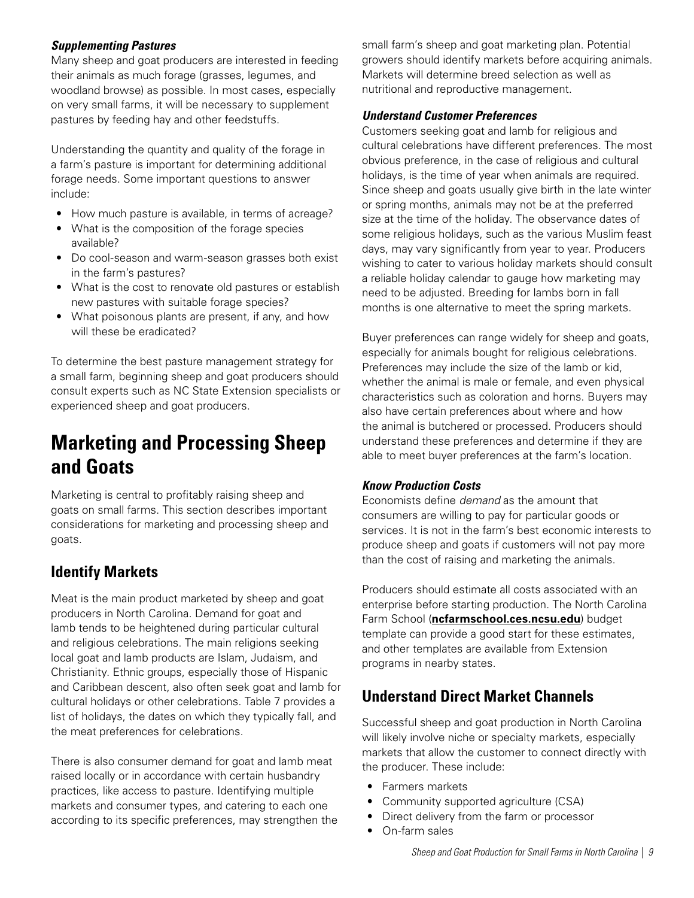### *Supplementing Pastures*

Many sheep and goat producers are interested in feeding their animals as much forage (grasses, legumes, and woodland browse) as possible. In most cases, especially on very small farms, it will be necessary to supplement pastures by feeding hay and other feedstuffs.

Understanding the quantity and quality of the forage in a farm's pasture is important for determining additional forage needs. Some important questions to answer include:

- How much pasture is available, in terms of acreage?
- What is the composition of the forage species available?
- Do cool-season and warm-season grasses both exist in the farm's pastures?
- What is the cost to renovate old pastures or establish new pastures with suitable forage species?
- What poisonous plants are present, if any, and how will these be eradicated?

To determine the best pasture management strategy for a small farm, beginning sheep and goat producers should consult experts such as NC State Extension specialists or experienced sheep and goat producers.

# Marketing and Processing Sheep and Goats

Marketing is central to profitably raising sheep and goats on small farms. This section describes important considerations for marketing and processing sheep and goats.

## Identify Markets

Meat is the main product marketed by sheep and goat producers in North Carolina. Demand for goat and lamb tends to be heightened during particular cultural and religious celebrations. The main religions seeking local goat and lamb products are Islam, Judaism, and Christianity. Ethnic groups, especially those of Hispanic and Caribbean descent, also often seek goat and lamb for cultural holidays or other celebrations. Table 7 provides a list of holidays, the dates on which they typically fall, and the meat preferences for celebrations.

There is also consumer demand for goat and lamb meat raised locally or in accordance with certain husbandry practices, like access to pasture. Identifying multiple markets and consumer types, and catering to each one according to its specific preferences, may strengthen the small farm's sheep and goat marketing plan. Potential growers should identify markets before acquiring animals. Markets will determine breed selection as well as nutritional and reproductive management.

### *Understand Customer Preferences*

Customers seeking goat and lamb for religious and cultural celebrations have different preferences. The most obvious preference, in the case of religious and cultural holidays, is the time of year when animals are required. Since sheep and goats usually give birth in the late winter or spring months, animals may not be at the preferred size at the time of the holiday. The observance dates of some religious holidays, such as the various Muslim feast days, may vary significantly from year to year. Producers wishing to cater to various holiday markets should consult a reliable holiday calendar to gauge how marketing may need to be adjusted. Breeding for lambs born in fall months is one alternative to meet the spring markets.

Buyer preferences can range widely for sheep and goats, especially for animals bought for religious celebrations. Preferences may include the size of the lamb or kid, whether the animal is male or female, and even physical characteristics such as coloration and horns. Buyers may also have certain preferences about where and how the animal is butchered or processed. Producers should understand these preferences and determine if they are able to meet buyer preferences at the farm's location.

### *Know Production Costs*

Economists define *demand* as the amount that consumers are willing to pay for particular goods or services. It is not in the farm's best economic interests to produce sheep and goats if customers will not pay more than the cost of raising and marketing the animals.

Producers should estimate all costs associated with an enterprise before starting production. The North Carolina Farm School (**ncfarmschool.ces.ncsu.edu**) budget template can provide a good start for these estimates, and other templates are available from Extension programs in nearby states.

## Understand Direct Market Channels

Successful sheep and goat production in North Carolina will likely involve niche or specialty markets, especially markets that allow the customer to connect directly with the producer. These include:

- Farmers markets
- Community supported agriculture (CSA)
- Direct delivery from the farm or processor
- On-farm sales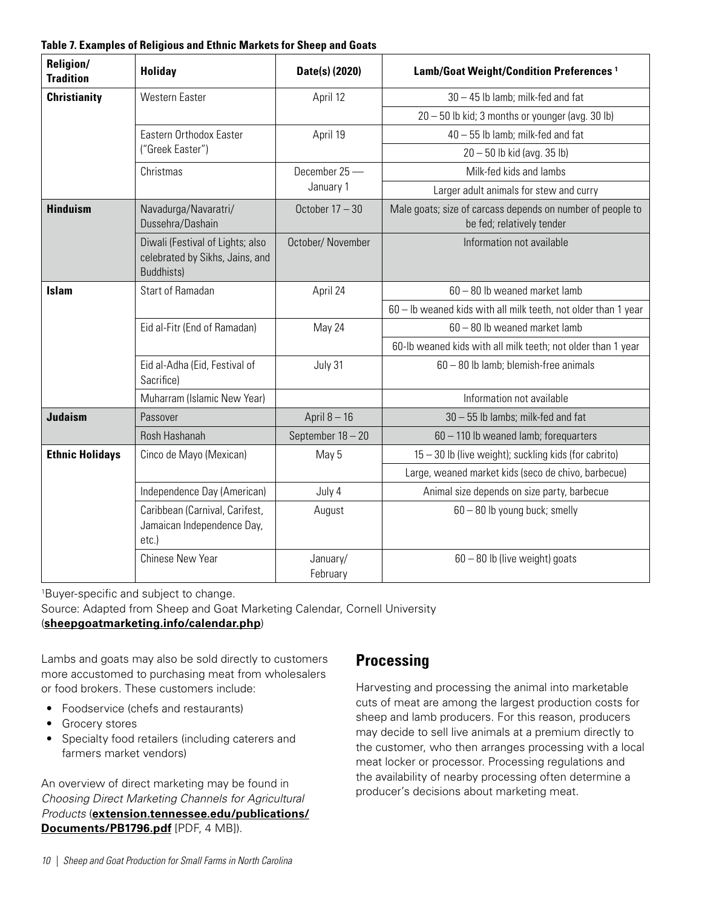**Table 7. Examples of Religious and Ethnic Markets for Sheep and Goats**

| Religion/ Tradition | Holiday | Date(s) (2020) | Lamb/Goat Weight/Condition Preferences [1] |
|---|---|---|---|
| **Christianity** | Western Easter | April 12 | 30 – 45 lb lamb; milk-fed and fat |
| | | | 20 – 50 lb kid; 3 months or younger (avg. 30 lb) |
| | Eastern Orthodox Easter ("Greek Easter") | April 19 | 40 – 55 lb lamb; milk-fed and fat |
| | | | 20 – 50 lb kid (avg. 35 lb) |
| | Christmas | December 25 — January 1 | Milk-fed kids and lambs |
| | | | Larger adult animals for stew and curry |
| **Hinduism** | Navadurga/Navaratri/ Dussehra/Dashain | October 17 – 30 | Male goats; size of carcass depends on number of people to be fed; relatively tender |
| | Diwali (Festival of Lights; also celebrated by Sikhs, Jains, and Buddhists) | October/ November | Information not available |
| **Islam** | Start of Ramadan | April 24 | 60 – 80 lb weaned market lamb |
| | | | 60 – lb weaned kids with all milk teeth, not older than 1 year |
| | Eid al-Fitr (End of Ramadan) | May 24 | 60 – 80 lb weaned market lamb |
| | | | 60-lb weaned kids with all milk teeth; not older than 1 year |
| | Eid al-Adha (Eid, Festival of Sacrifice) | July 31 | 60 – 80 lb lamb; blemish-free animals |
| | Muharram (Islamic New Year) | | Information not available |
| **Judaism** | Passover | April 8 – 16 | 30 – 55 lb lambs; milk-fed and fat |
| | Rosh Hashanah | September 18 – 20 | 60 – 110 lb weaned lamb; forequarters |
| **Ethnic Holidays** | Cinco de Mayo (Mexican) | May 5 | 15 – 30 lb (live weight); suckling kids (for cabrito) |
| | | | Large, weaned market kids (seco de chivo, barbecue) |
| | Independence Day (American) | July 4 | Animal size depends on size party, barbecue |
| | Caribbean (Carnival, Carifest, Jamaican Independence Day, etc.) | August | 60 – 80 lb young buck; smelly |
| | Chinese New Year | January/ February | 60 – 80 lb (live weight) goats |

[1]Buyer-specific and subject to change.

Source: Adapted from Sheep and Goat Marketing Calendar, Cornell University (**sheepgoatmarketing.info/calendar.php**)

Lambs and goats may also be sold directly to customers more accustomed to purchasing meat from wholesalers or food brokers. These customers include:

- Foodservice (chefs and restaurants)
- Grocery stores
- Specialty food retailers (including caterers and farmers market vendors)

An overview of direct marketing may be found in *Choosing Direct Marketing Channels for Agricultural Products* (**extension.tennessee.edu/publications/Documents/PB1796.pdf** [PDF, 4 MB]).

## Processing

Harvesting and processing the animal into marketable cuts of meat are among the largest production costs for sheep and lamb producers. For this reason, producers may decide to sell live animals at a premium directly to the customer, who then arranges processing with a local meat locker or processor. Processing regulations and the availability of nearby processing often determine a producer's decisions about marketing meat.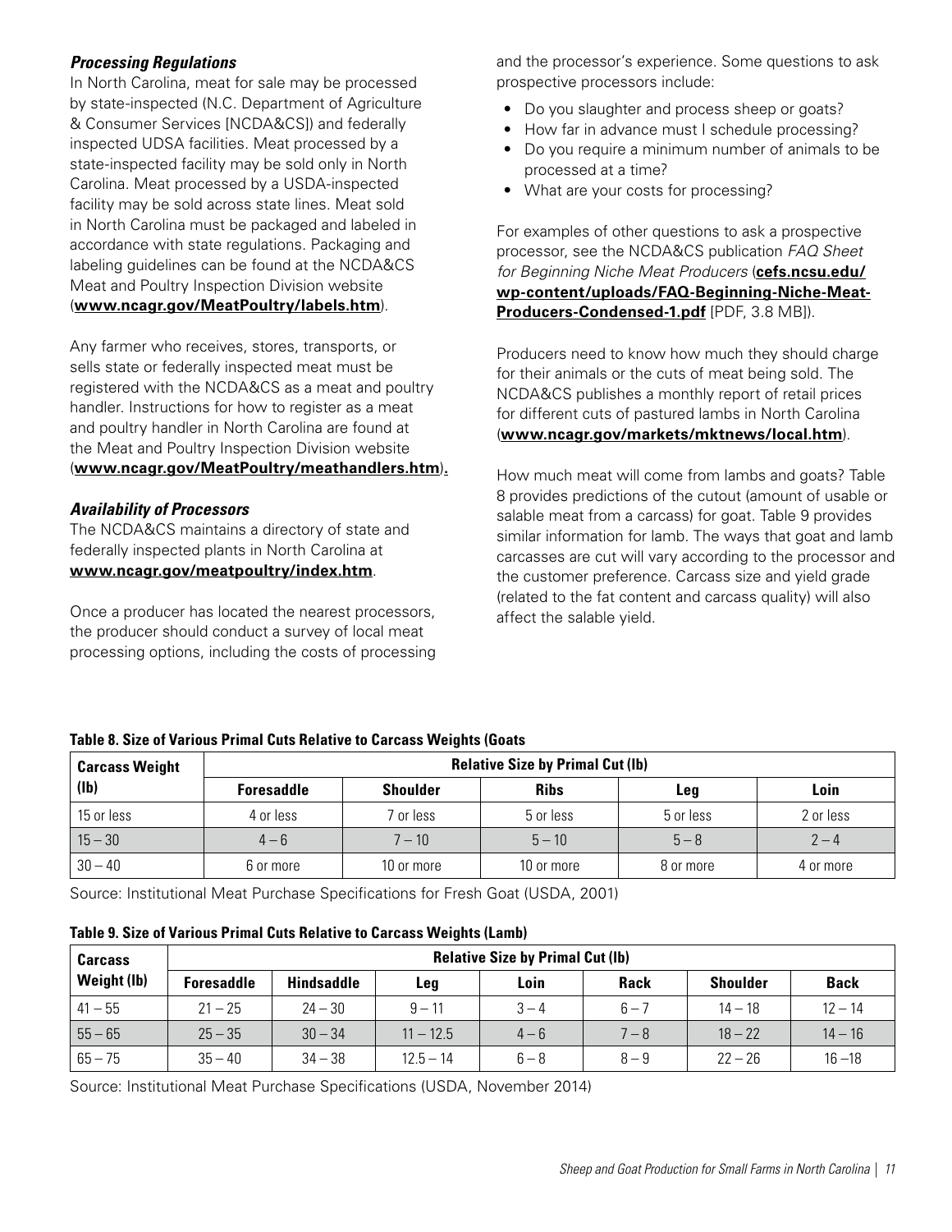### *Processing Regulations*

In North Carolina, meat for sale may be processed by state-inspected (N.C. Department of Agriculture & Consumer Services [NCDA&CS]) and federally inspected UDSA facilities. Meat processed by a state-inspected facility may be sold only in North Carolina. Meat processed by a USDA-inspected facility may be sold across state lines. Meat sold in North Carolina must be packaged and labeled in accordance with state regulations. Packaging and labeling guidelines can be found at the NCDA&CS Meat and Poultry Inspection Division website (**www.ncagr.gov/MeatPoultry/labels.htm**).

Any farmer who receives, stores, transports, or sells state or federally inspected meat must be registered with the NCDA&CS as a meat and poultry handler. Instructions for how to register as a meat and poultry handler in North Carolina are found at the Meat and Poultry Inspection Division website (**www.ncagr.gov/MeatPoultry/meathandlers.htm**).

### *Availability of Processors*

The NCDA&CS maintains a directory of state and federally inspected plants in North Carolina at **www.ncagr.gov/meatpoultry/index.htm**.

Once a producer has located the nearest processors, the producer should conduct a survey of local meat processing options, including the costs of processing and the processor's experience. Some questions to ask prospective processors include:

- Do you slaughter and process sheep or goats?
- How far in advance must I schedule processing?
- Do you require a minimum number of animals to be processed at a time?
- What are your costs for processing?

For examples of other questions to ask a prospective processor, see the NCDA&CS publication *FAQ Sheet for Beginning Niche Meat Producers* (**cefs.ncsu.edu/wp-content/uploads/FAQ-Beginning-Niche-Meat-Producers-Condensed-1.pdf** [PDF, 3.8 MB]).

Producers need to know how much they should charge for their animals or the cuts of meat being sold. The NCDA&CS publishes a monthly report of retail prices for different cuts of pastured lambs in North Carolina (**www.ncagr.gov/markets/mktnews/local.htm**).

How much meat will come from lambs and goats? Table 8 provides predictions of the cutout (amount of usable or salable meat from a carcass) for goat. Table 9 provides similar information for lamb. The ways that goat and lamb carcasses are cut will vary according to the processor and the customer preference. Carcass size and yield grade (related to the fat content and carcass quality) will also affect the salable yield.

**Table 8. Size of Various Primal Cuts Relative to Carcass Weights (Goats**

| Carcass Weight (lb) | Relative Size by Primal Cut (lb) | | | | |
|---|---|---|---|---|---|
| | Foresaddle | Shoulder | Ribs | Leg | Loin |
| 15 or less | 4 or less | 7 or less | 5 or less | 5 or less | 2 or less |
| 15 – 30 | 4 – 6 | 7 – 10 | 5 – 10 | 5 – 8 | 2 – 4 |
| 30 – 40 | 6 or more | 10 or more | 10 or more | 8 or more | 4 or more |

Source: Institutional Meat Purchase Specifications for Fresh Goat (USDA, 2001)

**Table 9. Size of Various Primal Cuts Relative to Carcass Weights (Lamb)**

| Carcass Weight (lb) | Relative Size by Primal Cut (lb) | | | | | | |
|---|---|---|---|---|---|---|---|
| | Foresaddle | Hindsaddle | Leg | Loin | Rack | Shoulder | Back |
| 41 – 55 | 21 – 25 | 24 – 30 | 9 – 11 | 3 – 4 | 6 – 7 | 14 – 18 | 12 – 14 |
| 55 – 65 | 25 – 35 | 30 – 34 | 11 – 12.5 | 4 – 6 | 7 – 8 | 18 – 22 | 14 – 16 |
| 65 – 75 | 35 – 40 | 34 – 38 | 12.5 – 14 | 6 – 8 | 8 – 9 | 22 – 26 | 16 –18 |

Source: Institutional Meat Purchase Specifications (USDA, November 2014)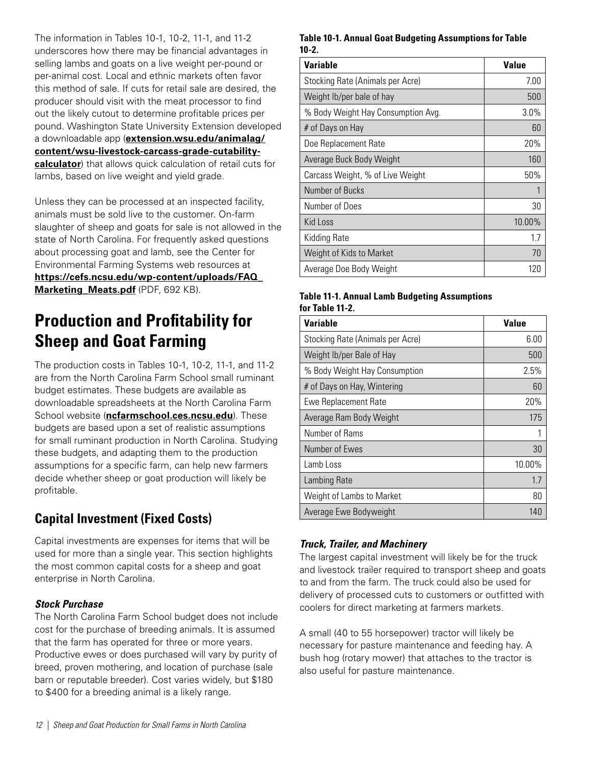The information in Tables 10-1, 10-2, 11-1, and 11-2 underscores how there may be financial advantages in selling lambs and goats on a live weight per-pound or per-animal cost. Local and ethnic markets often favor this method of sale. If cuts for retail sale are desired, the producer should visit with the meat processor to find out the likely cutout to determine profitable prices per pound. Washington State University Extension developed a downloadable app (**extension.wsu.edu/animalag/content/wsu-livestock-carcass-grade-cutability-calculator**) that allows quick calculation of retail cuts for lambs, based on live weight and yield grade.

Unless they can be processed at an inspected facility, animals must be sold live to the customer. On-farm slaughter of sheep and goats for sale is not allowed in the state of North Carolina. For frequently asked questions about processing goat and lamb, see the Center for Environmental Farming Systems web resources at **https://cefs.ncsu.edu/wp-content/uploads/FAQ_Marketing_Meats.pdf** (PDF, 692 KB).

# Production and Profitability for Sheep and Goat Farming

The production costs in Tables 10-1, 10-2, 11-1, and 11-2 are from the North Carolina Farm School small ruminant budget estimates. These budgets are available as downloadable spreadsheets at the North Carolina Farm School website (**ncfarmschool.ces.ncsu.edu**). These budgets are based upon a set of realistic assumptions for small ruminant production in North Carolina. Studying these budgets, and adapting them to the production assumptions for a specific farm, can help new farmers decide whether sheep or goat production will likely be profitable.

## Capital Investment (Fixed Costs)

Capital investments are expenses for items that will be used for more than a single year. This section highlights the most common capital costs for a sheep and goat enterprise in North Carolina.

### *Stock Purchase*

The North Carolina Farm School budget does not include cost for the purchase of breeding animals. It is assumed that the farm has operated for three or more years. Productive ewes or does purchased will vary by purity of breed, proven mothering, and location of purchase (sale barn or reputable breeder). Cost varies widely, but $180 to $400 for a breeding animal is a likely range.

**Table 10-1. Annual Goat Budgeting Assumptions for Table 10-2.**

| Variable | Value |
|---|---|
| Stocking Rate (Animals per Acre) | 7.00 |
| Weight lb/per bale of hay | 500 |
| % Body Weight Hay Consumption Avg. | 3.0% |
| # of Days on Hay | 60 |
| Doe Replacement Rate | 20% |
| Average Buck Body Weight | 160 |
| Carcass Weight, % of Live Weight | 50% |
| Number of Bucks | 1 |
| Number of Does | 30 |
| Kid Loss | 10.00% |
| Kidding Rate | 1.7 |
| Weight of Kids to Market | 70 |
| Average Doe Body Weight | 120 |

**Table 11-1. Annual Lamb Budgeting Assumptions for Table 11-2.**

| Variable | Value |
|---|---|
| Stocking Rate (Animals per Acre) | 6.00 |
| Weight lb/per Bale of Hay | 500 |
| % Body Weight Hay Consumption | 2.5% |
| # of Days on Hay, Wintering | 60 |
| Ewe Replacement Rate | 20% |
| Average Ram Body Weight | 175 |
| Number of Rams | 1 |
| Number of Ewes | 30 |
| Lamb Loss | 10.00% |
| Lambing Rate | 1.7 |
| Weight of Lambs to Market | 80 |
| Average Ewe Bodyweight | 140 |

### *Truck, Trailer, and Machinery*

The largest capital investment will likely be for the truck and livestock trailer required to transport sheep and goats to and from the farm. The truck could also be used for delivery of processed cuts to customers or outfitted with coolers for direct marketing at farmers markets.

A small (40 to 55 horsepower) tractor will likely be necessary for pasture maintenance and feeding hay. A bush hog (rotary mower) that attaches to the tractor is also useful for pasture maintenance.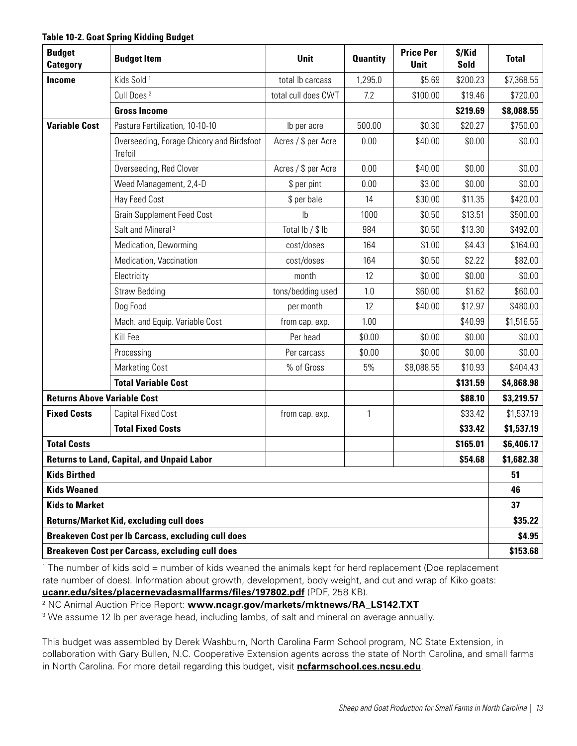**Table 10-2. Goat Spring Kidding Budget**

| Budget Category | Budget Item | Unit | Quantity | Price Per Unit | $/Kid Sold | Total |
|---|---|---|---|---|---|---|
| **Income** | Kids Sold [1] | total lb carcass | 1,295.0 | $5.69 | $200.23 | $7,368.55 |
| | Cull Does [2] | total cull does CWT | 7.2 | $100.00 | $19.46 | $720.00 |
| | **Gross Income** | | | | **$219.69** | **$8,088.55** |
| **Variable Cost** | Pasture Fertilization, 10-10-10 | lb per acre | 500.00 | $0.30 | $20.27 | $750.00 |
| | Overseeding, Forage Chicory and Birdsfoot Trefoil | Acres / $ per Acre | 0.00 | $40.00 | $0.00 | $0.00 |
| | Overseeding, Red Clover | Acres / $ per Acre | 0.00 | $40.00 | $0.00 | $0.00 |
| | Weed Management, 2,4-D | $ per pint | 0.00 | $3.00 | $0.00 | $0.00 |
| | Hay Feed Cost | $ per bale | 14 | $30.00 | $11.35 | $420.00 |
| | Grain Supplement Feed Cost | lb | 1000 | $0.50 | $13.51 | $500.00 |
| | Salt and Mineral [3] | Total lb / $ lb | 984 | $0.50 | $13.30 | $492.00 |
| | Medication, Deworming | cost/doses | 164 | $1.00 | $4.43 | $164.00 |
| | Medication, Vaccination | cost/doses | 164 | $0.50 | $2.22 | $82.00 |
| | Electricity | month | 12 | $0.00 | $0.00 | $0.00 |
| | Straw Bedding | tons/bedding used | 1.0 | $60.00 | $1.62 | $60.00 |
| | Dog Food | per month | 12 | $40.00 | $12.97 | $480.00 |
| | Mach. and Equip. Variable Cost | from cap. exp. | 1.00 | | $40.99 | $1,516.55 |
| | Kill Fee | Per head | $0.00 | $0.00 | $0.00 | $0.00 |
| | Processing | Per carcass | $0.00 | $0.00 | $0.00 | $0.00 |
| | Marketing Cost | % of Gross | 5% | $8,088.55 | $10.93 | $404.43 |
| | **Total Variable Cost** | | | | **$131.59** | **$4,868.98** |
| **Returns Above Variable Cost** | | | | | **$88.10** | **$3,219.57** |
| **Fixed Costs** | Capital Fixed Cost | from cap. exp. | 1 | | $33.42 | $1,537.19 |
| | **Total Fixed Costs** | | | | **$33.42** | **$1,537.19** |
| **Total Costs** | | | | | **$165.01** | **$6,406.17** |
| **Returns to Land, Capital, and Unpaid Labor** | | | | | **$54.68** | **$1,682.38** |
| **Kids Birthed** | | | | | | **51** |
| **Kids Weaned** | | | | | | **46** |
| **Kids to Market** | | | | | | **37** |
| **Returns/Market Kid, excluding cull does** | | | | | | **$35.22** |
| **Breakeven Cost per lb Carcass, excluding cull does** | | | | | | **$4.95** |
| **Breakeven Cost per Carcass, excluding cull does** | | | | | | **$153.68** |

[1] The number of kids sold = number of kids weaned the animals kept for herd replacement (Doe replacement rate number of does). Information about growth, development, body weight, and cut and wrap of Kiko goats: **ucanr.edu/sites/placernevadasmallfarms/files/197802.pdf** (PDF, 258 KB).

[2] NC Animal Auction Price Report: **www.ncagr.gov/markets/mktnews/RA_LS142.TXT**

[3] We assume 12 lb per average head, including lambs, of salt and mineral on average annually.

This budget was assembled by Derek Washburn, North Carolina Farm School program, NC State Extension, in collaboration with Gary Bullen, N.C. Cooperative Extension agents across the state of North Carolina, and small farms in North Carolina. For more detail regarding this budget, visit **ncfarmschool.ces.ncsu.edu**.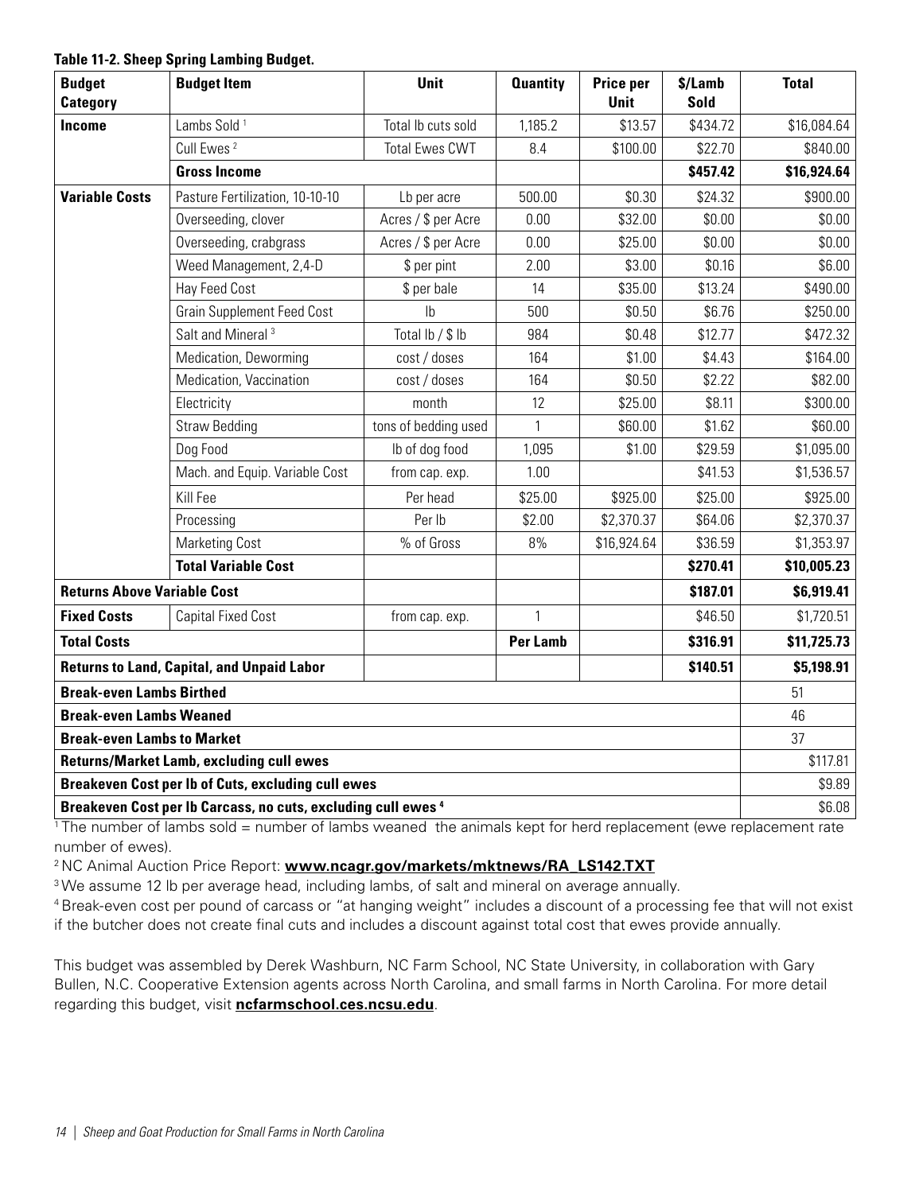**Table 11-2. Sheep Spring Lambing Budget.**

| Budget Category | Budget Item | Unit | Quantity | Price per Unit | $/Lamb Sold | Total |
|---|---|---|---|---|---|---|
| **Income** | Lambs Sold [1] | Total lb cuts sold | 1,185.2 | $13.57 | $434.72 | $16,084.64 |
| | Cull Ewes [2] | Total Ewes CWT | 8.4 | $100.00 | $22.70 | $840.00 |
| | **Gross Income** | | | | **$457.42** | **$16,924.64** |
| **Variable Costs** | Pasture Fertilization, 10-10-10 | Lb per acre | 500.00 | $0.30 | $24.32 | $900.00 |
| | Overseeding, clover | Acres / $ per Acre | 0.00 | $32.00 | $0.00 | $0.00 |
| | Overseeding, crabgrass | Acres / $ per Acre | 0.00 | $25.00 | $0.00 | $0.00 |
| | Weed Management, 2,4-D | $ per pint | 2.00 | $3.00 | $0.16 | $6.00 |
| | Hay Feed Cost | $ per bale | 14 | $35.00 | $13.24 | $490.00 |
| | Grain Supplement Feed Cost | lb | 500 | $0.50 | $6.76 | $250.00 |
| | Salt and Mineral [3] | Total lb / $ lb | 984 | $0.48 | $12.77 | $472.32 |
| | Medication, Deworming | cost / doses | 164 | $1.00 | $4.43 | $164.00 |
| | Medication, Vaccination | cost / doses | 164 | $0.50 | $2.22 | $82.00 |
| | Electricity | month | 12 | $25.00 | $8.11 | $300.00 |
| | Straw Bedding | tons of bedding used | 1 | $60.00 | $1.62 | $60.00 |
| | Dog Food | lb of dog food | 1,095 | $1.00 | $29.59 | $1,095.00 |
| | Mach. and Equip. Variable Cost | from cap. exp. | 1.00 | | $41.53 | $1,536.57 |
| | Kill Fee | Per head | $25.00 | $925.00 | $25.00 | $925.00 |
| | Processing | Per lb | $2.00 | $2,370.37 | $64.06 | $2,370.37 |
| | Marketing Cost | % of Gross | 8% | $16,924.64 | $36.59 | $1,353.97 |
| | **Total Variable Cost** | | | | **$270.41** | **$10,005.23** |
| **Returns Above Variable Cost** | | | | | **$187.01** | **$6,919.41** |
| **Fixed Costs** | Capital Fixed Cost | from cap. exp. | 1 | | $46.50 | $1,720.51 |
| **Total Costs** | | | **Per Lamb** | | **$316.91** | **$11,725.73** |
| **Returns to Land, Capital, and Unpaid Labor** | | | | | **$140.51** | **$5,198.91** |
| **Break-even Lambs Birthed** | | | | | | 51 |
| **Break-even Lambs Weaned** | | | | | | 46 |
| **Break-even Lambs to Market** | | | | | | 37 |
| **Returns/Market Lamb, excluding cull ewes** | | | | | | $117.81 |
| **Breakeven Cost per lb of Cuts, excluding cull ewes** | | | | | | $9.89 |
| **Breakeven Cost per lb Carcass, no cuts, excluding cull ewes** [4] | | | | | | $6.08 |

[1] The number of lambs sold = number of lambs weaned the animals kept for herd replacement (ewe replacement rate number of ewes).

[2] NC Animal Auction Price Report: **www.ncagr.gov/markets/mktnews/RA_LS142.TXT**

[3] We assume 12 lb per average head, including lambs, of salt and mineral on average annually.

[4] Break-even cost per pound of carcass or "at hanging weight" includes a discount of a processing fee that will not exist if the butcher does not create final cuts and includes a discount against total cost that ewes provide annually.

This budget was assembled by Derek Washburn, NC Farm School, NC State University, in collaboration with Gary Bullen, N.C. Cooperative Extension agents across North Carolina, and small farms in North Carolina. For more detail regarding this budget, visit **ncfarmschool.ces.ncsu.edu**.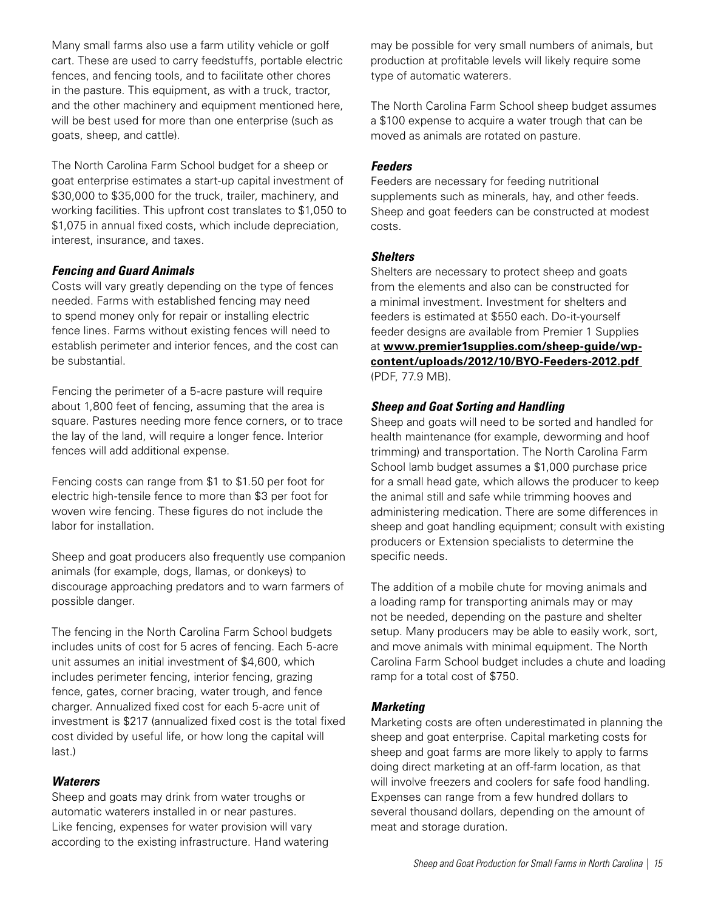Many small farms also use a farm utility vehicle or golf cart. These are used to carry feedstuffs, portable electric fences, and fencing tools, and to facilitate other chores in the pasture. This equipment, as with a truck, tractor, and the other machinery and equipment mentioned here, will be best used for more than one enterprise (such as goats, sheep, and cattle).

The North Carolina Farm School budget for a sheep or goat enterprise estimates a start-up capital investment of $30,000 to $35,000 for the truck, trailer, machinery, and working facilities. This upfront cost translates to $1,050 to $1,075 in annual fixed costs, which include depreciation, interest, insurance, and taxes.

### *Fencing and Guard Animals*

Costs will vary greatly depending on the type of fences needed. Farms with established fencing may need to spend money only for repair or installing electric fence lines. Farms without existing fences will need to establish perimeter and interior fences, and the cost can be substantial.

Fencing the perimeter of a 5-acre pasture will require about 1,800 feet of fencing, assuming that the area is square. Pastures needing more fence corners, or to trace the lay of the land, will require a longer fence. Interior fences will add additional expense.

Fencing costs can range from $1 to $1.50 per foot for electric high-tensile fence to more than $3 per foot for woven wire fencing. These figures do not include the labor for installation.

Sheep and goat producers also frequently use companion animals (for example, dogs, llamas, or donkeys) to discourage approaching predators and to warn farmers of possible danger.

The fencing in the North Carolina Farm School budgets includes units of cost for 5 acres of fencing. Each 5-acre unit assumes an initial investment of $4,600, which includes perimeter fencing, interior fencing, grazing fence, gates, corner bracing, water trough, and fence charger. Annualized fixed cost for each 5-acre unit of investment is $217 (annualized fixed cost is the total fixed cost divided by useful life, or how long the capital will last.)

### *Waterers*

Sheep and goats may drink from water troughs or automatic waterers installed in or near pastures. Like fencing, expenses for water provision will vary according to the existing infrastructure. Hand watering may be possible for very small numbers of animals, but production at profitable levels will likely require some type of automatic waterers.

The North Carolina Farm School sheep budget assumes a $100 expense to acquire a water trough that can be moved as animals are rotated on pasture.

### *Feeders*

Feeders are necessary for feeding nutritional supplements such as minerals, hay, and other feeds. Sheep and goat feeders can be constructed at modest costs.

### *Shelters*

Shelters are necessary to protect sheep and goats from the elements and also can be constructed for a minimal investment. Investment for shelters and feeders is estimated at $550 each. Do-it-yourself feeder designs are available from Premier 1 Supplies at **www.premier1supplies.com/sheep-guide/wp-content/uploads/2012/10/BYO-Feeders-2012.pdf** (PDF, 77.9 MB).

### *Sheep and Goat Sorting and Handling*

Sheep and goats will need to be sorted and handled for health maintenance (for example, deworming and hoof trimming) and transportation. The North Carolina Farm School lamb budget assumes a $1,000 purchase price for a small head gate, which allows the producer to keep the animal still and safe while trimming hooves and administering medication. There are some differences in sheep and goat handling equipment; consult with existing producers or Extension specialists to determine the specific needs.

The addition of a mobile chute for moving animals and a loading ramp for transporting animals may or may not be needed, depending on the pasture and shelter setup. Many producers may be able to easily work, sort, and move animals with minimal equipment. The North Carolina Farm School budget includes a chute and loading ramp for a total cost of $750.

### *Marketing*

Marketing costs are often underestimated in planning the sheep and goat enterprise. Capital marketing costs for sheep and goat farms are more likely to apply to farms doing direct marketing at an off-farm location, as that will involve freezers and coolers for safe food handling. Expenses can range from a few hundred dollars to several thousand dollars, depending on the amount of meat and storage duration.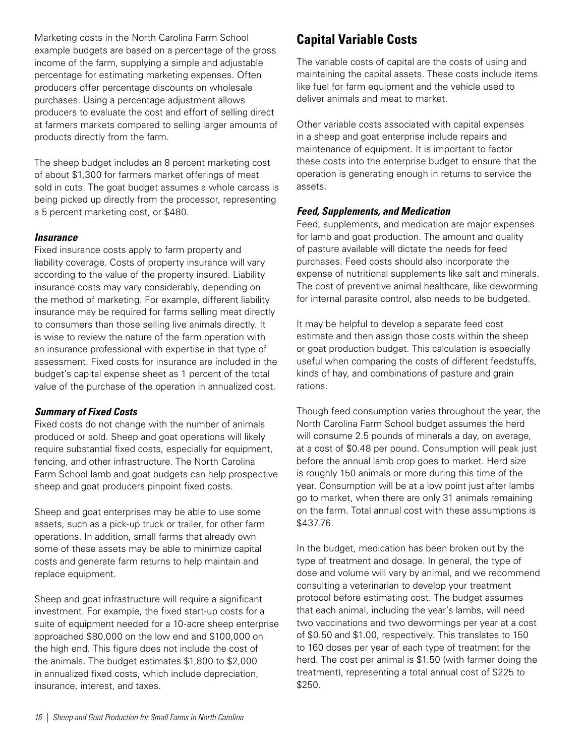Marketing costs in the North Carolina Farm School example budgets are based on a percentage of the gross income of the farm, supplying a simple and adjustable percentage for estimating marketing expenses. Often producers offer percentage discounts on wholesale purchases. Using a percentage adjustment allows producers to evaluate the cost and effort of selling direct at farmers markets compared to selling larger amounts of products directly from the farm.

The sheep budget includes an 8 percent marketing cost of about $1,300 for farmers market offerings of meat sold in cuts. The goat budget assumes a whole carcass is being picked up directly from the processor, representing a 5 percent marketing cost, or $480.

### *Insurance*

Fixed insurance costs apply to farm property and liability coverage. Costs of property insurance will vary according to the value of the property insured. Liability insurance costs may vary considerably, depending on the method of marketing. For example, different liability insurance may be required for farms selling meat directly to consumers than those selling live animals directly. It is wise to review the nature of the farm operation with an insurance professional with expertise in that type of assessment. Fixed costs for insurance are included in the budget's capital expense sheet as 1 percent of the total value of the purchase of the operation in annualized cost.

### *Summary of Fixed Costs*

Fixed costs do not change with the number of animals produced or sold. Sheep and goat operations will likely require substantial fixed costs, especially for equipment, fencing, and other infrastructure. The North Carolina Farm School lamb and goat budgets can help prospective sheep and goat producers pinpoint fixed costs.

Sheep and goat enterprises may be able to use some assets, such as a pick-up truck or trailer, for other farm operations. In addition, small farms that already own some of these assets may be able to minimize capital costs and generate farm returns to help maintain and replace equipment.

Sheep and goat infrastructure will require a significant investment. For example, the fixed start-up costs for a suite of equipment needed for a 10-acre sheep enterprise approached $80,000 on the low end and $100,000 on the high end. This figure does not include the cost of the animals. The budget estimates $1,800 to $2,000 in annualized fixed costs, which include depreciation, insurance, interest, and taxes.

## Capital Variable Costs

The variable costs of capital are the costs of using and maintaining the capital assets. These costs include items like fuel for farm equipment and the vehicle used to deliver animals and meat to market.

Other variable costs associated with capital expenses in a sheep and goat enterprise include repairs and maintenance of equipment. It is important to factor these costs into the enterprise budget to ensure that the operation is generating enough in returns to service the assets.

### *Feed, Supplements, and Medication*

Feed, supplements, and medication are major expenses for lamb and goat production. The amount and quality of pasture available will dictate the needs for feed purchases. Feed costs should also incorporate the expense of nutritional supplements like salt and minerals. The cost of preventive animal healthcare, like deworming for internal parasite control, also needs to be budgeted.

It may be helpful to develop a separate feed cost estimate and then assign those costs within the sheep or goat production budget. This calculation is especially useful when comparing the costs of different feedstuffs, kinds of hay, and combinations of pasture and grain rations.

Though feed consumption varies throughout the year, the North Carolina Farm School budget assumes the herd will consume 2.5 pounds of minerals a day, on average, at a cost of $0.48 per pound. Consumption will peak just before the annual lamb crop goes to market. Herd size is roughly 150 animals or more during this time of the year. Consumption will be at a low point just after lambs go to market, when there are only 31 animals remaining on the farm. Total annual cost with these assumptions is $437.76.

In the budget, medication has been broken out by the type of treatment and dosage. In general, the type of dose and volume will vary by animal, and we recommend consulting a veterinarian to develop your treatment protocol before estimating cost. The budget assumes that each animal, including the year's lambs, will need two vaccinations and two dewormings per year at a cost of $0.50 and $1.00, respectively. This translates to 150 to 160 doses per year of each type of treatment for the herd. The cost per animal is $1.50 (with farmer doing the treatment), representing a total annual cost of $225 to $250.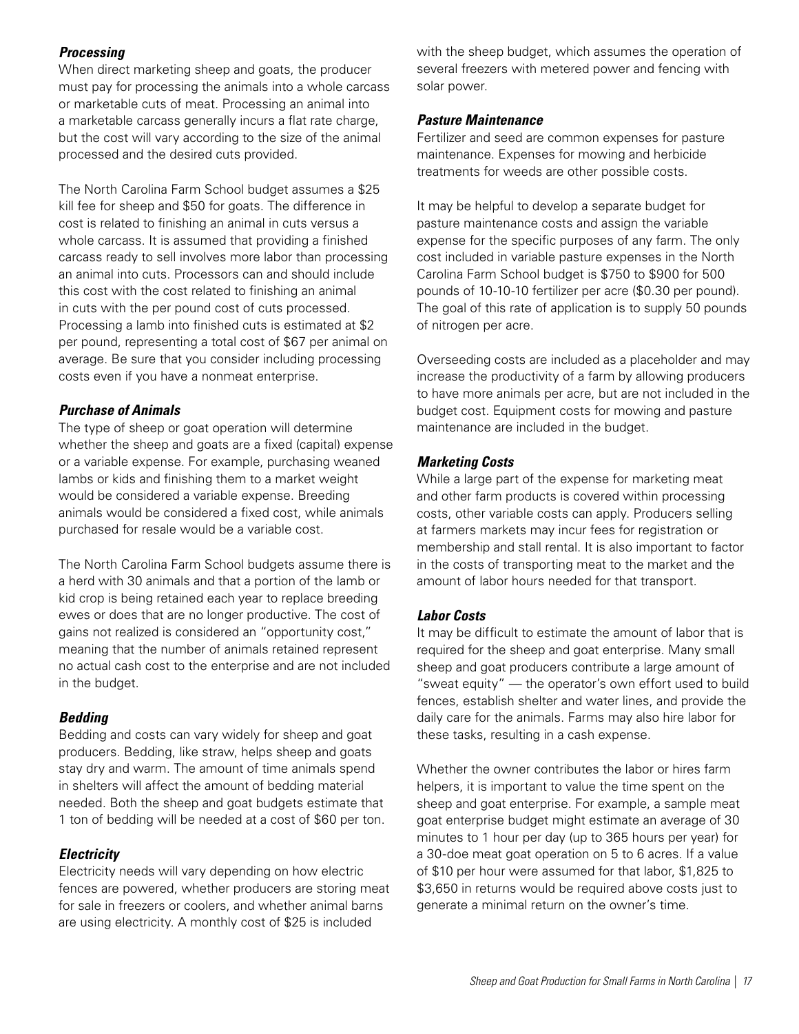### *Processing*

When direct marketing sheep and goats, the producer must pay for processing the animals into a whole carcass or marketable cuts of meat. Processing an animal into a marketable carcass generally incurs a flat rate charge, but the cost will vary according to the size of the animal processed and the desired cuts provided.

The North Carolina Farm School budget assumes a $25 kill fee for sheep and $50 for goats. The difference in cost is related to finishing an animal in cuts versus a whole carcass. It is assumed that providing a finished carcass ready to sell involves more labor than processing an animal into cuts. Processors can and should include this cost with the cost related to finishing an animal in cuts with the per pound cost of cuts processed. Processing a lamb into finished cuts is estimated at $2 per pound, representing a total cost of $67 per animal on average. Be sure that you consider including processing costs even if you have a nonmeat enterprise.

### *Purchase of Animals*

The type of sheep or goat operation will determine whether the sheep and goats are a fixed (capital) expense or a variable expense. For example, purchasing weaned lambs or kids and finishing them to a market weight would be considered a variable expense. Breeding animals would be considered a fixed cost, while animals purchased for resale would be a variable cost.

The North Carolina Farm School budgets assume there is a herd with 30 animals and that a portion of the lamb or kid crop is being retained each year to replace breeding ewes or does that are no longer productive. The cost of gains not realized is considered an "opportunity cost," meaning that the number of animals retained represent no actual cash cost to the enterprise and are not included in the budget.

### *Bedding*

Bedding and costs can vary widely for sheep and goat producers. Bedding, like straw, helps sheep and goats stay dry and warm. The amount of time animals spend in shelters will affect the amount of bedding material needed. Both the sheep and goat budgets estimate that 1 ton of bedding will be needed at a cost of $60 per ton.

### *Electricity*

Electricity needs will vary depending on how electric fences are powered, whether producers are storing meat for sale in freezers or coolers, and whether animal barns are using electricity. A monthly cost of $25 is included with the sheep budget, which assumes the operation of several freezers with metered power and fencing with solar power.

### *Pasture Maintenance*

Fertilizer and seed are common expenses for pasture maintenance. Expenses for mowing and herbicide treatments for weeds are other possible costs.

It may be helpful to develop a separate budget for pasture maintenance costs and assign the variable expense for the specific purposes of any farm. The only cost included in variable pasture expenses in the North Carolina Farm School budget is $750 to $900 for 500 pounds of 10-10-10 fertilizer per acre ($0.30 per pound). The goal of this rate of application is to supply 50 pounds of nitrogen per acre.

Overseeding costs are included as a placeholder and may increase the productivity of a farm by allowing producers to have more animals per acre, but are not included in the budget cost. Equipment costs for mowing and pasture maintenance are included in the budget.

### *Marketing Costs*

While a large part of the expense for marketing meat and other farm products is covered within processing costs, other variable costs can apply. Producers selling at farmers markets may incur fees for registration or membership and stall rental. It is also important to factor in the costs of transporting meat to the market and the amount of labor hours needed for that transport.

### *Labor Costs*

It may be difficult to estimate the amount of labor that is required for the sheep and goat enterprise. Many small sheep and goat producers contribute a large amount of "sweat equity" — the operator's own effort used to build fences, establish shelter and water lines, and provide the daily care for the animals. Farms may also hire labor for these tasks, resulting in a cash expense.

Whether the owner contributes the labor or hires farm helpers, it is important to value the time spent on the sheep and goat enterprise. For example, a sample meat goat enterprise budget might estimate an average of 30 minutes to 1 hour per day (up to 365 hours per year) for a 30-doe meat goat operation on 5 to 6 acres. If a value of $10 per hour were assumed for that labor, $1,825 to $3,650 in returns would be required above costs just to generate a minimal return on the owner's time.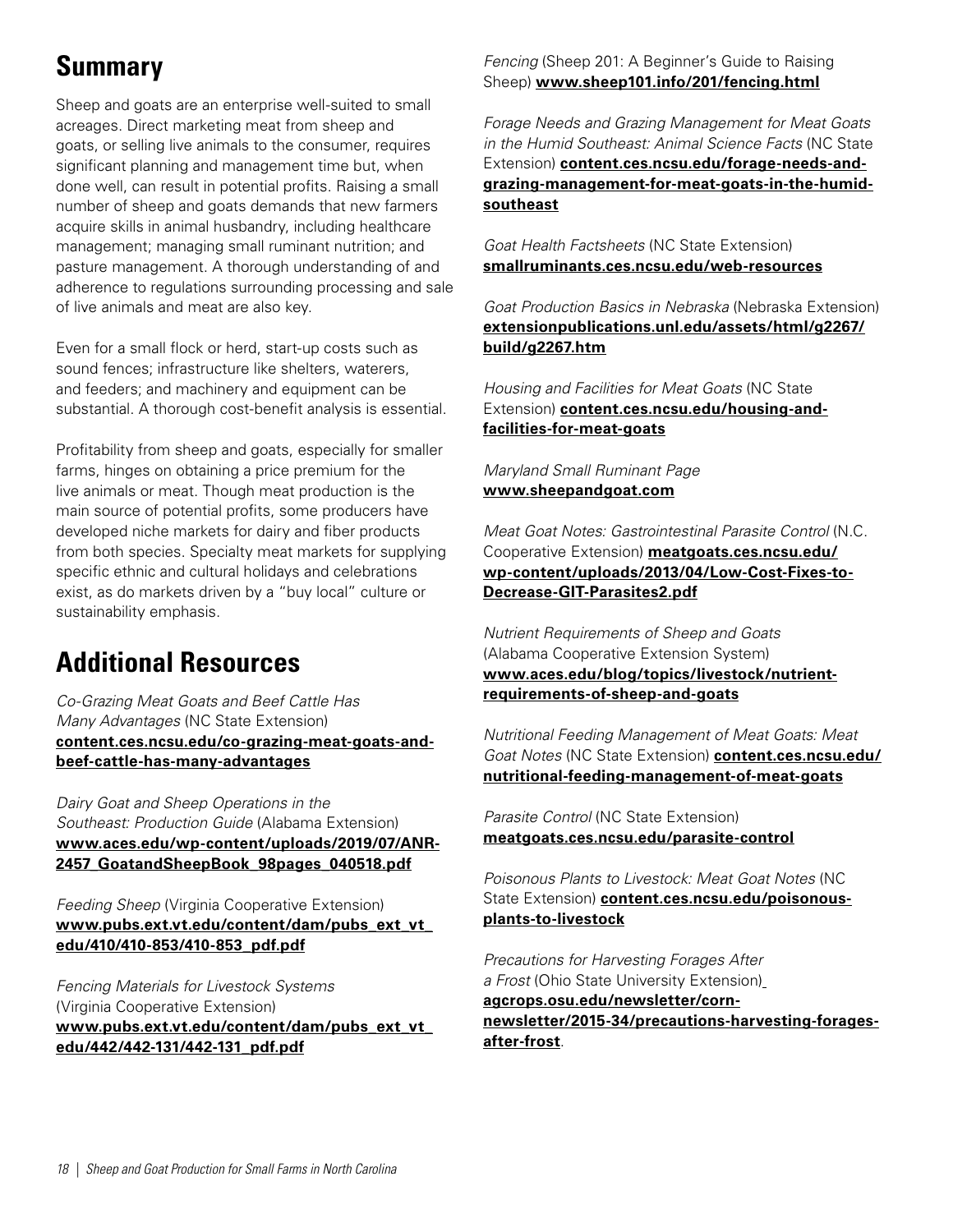## Summary

Sheep and goats are an enterprise well-suited to small acreages. Direct marketing meat from sheep and goats, or selling live animals to the consumer, requires significant planning and management time but, when done well, can result in potential profits. Raising a small number of sheep and goats demands that new farmers acquire skills in animal husbandry, including healthcare management; managing small ruminant nutrition; and pasture management. A thorough understanding of and adherence to regulations surrounding processing and sale of live animals and meat are also key.

Even for a small flock or herd, start-up costs such as sound fences; infrastructure like shelters, waterers, and feeders; and machinery and equipment can be substantial. A thorough cost-benefit analysis is essential.

Profitability from sheep and goats, especially for smaller farms, hinges on obtaining a price premium for the live animals or meat. Though meat production is the main source of potential profits, some producers have developed niche markets for dairy and fiber products from both species. Specialty meat markets for supplying specific ethnic and cultural holidays and celebrations exist, as do markets driven by a "buy local" culture or sustainability emphasis.

## Additional Resources

*Co-Grazing Meat Goats and Beef Cattle Has Many Advantages* (NC State Extension) **content.ces.ncsu.edu/co-grazing-meat-goats-and-beef-cattle-has-many-advantages**

*Dairy Goat and Sheep Operations in the Southeast: Production Guide* (Alabama Extension) **www.aces.edu/wp-content/uploads/2019/07/ANR-2457_GoatandSheepBook_98pages_040518.pdf**

*Feeding Sheep* (Virginia Cooperative Extension) **www.pubs.ext.vt.edu/content/dam/pubs_ext_vt_edu/410/410-853/410-853_pdf.pdf**

*Fencing Materials for Livestock Systems* (Virginia Cooperative Extension) **www.pubs.ext.vt.edu/content/dam/pubs_ext_vt_edu/442/442-131/442-131_pdf.pdf**

*Fencing* (Sheep 201: A Beginner's Guide to Raising Sheep) **www.sheep101.info/201/fencing.html**

*Forage Needs and Grazing Management for Meat Goats in the Humid Southeast: Animal Science Facts* (NC State Extension) **content.ces.ncsu.edu/forage-needs-and-grazing-management-for-meat-goats-in-the-humid-southeast**

*Goat Health Factsheets* (NC State Extension) **smallruminants.ces.ncsu.edu/web-resources**

*Goat Production Basics in Nebraska* (Nebraska Extension) **extensionpublications.unl.edu/assets/html/g2267/build/g2267.htm**

*Housing and Facilities for Meat Goats* (NC State Extension) **content.ces.ncsu.edu/housing-and-facilities-for-meat-goats**

*Maryland Small Ruminant Page* **www.sheepandgoat.com**

*Meat Goat Notes: Gastrointestinal Parasite Control* (N.C. Cooperative Extension) **meatgoats.ces.ncsu.edu/wp-content/uploads/2013/04/Low-Cost-Fixes-to-Decrease-GIT-Parasites2.pdf**

*Nutrient Requirements of Sheep and Goats* (Alabama Cooperative Extension System) **www.aces.edu/blog/topics/livestock/nutrient-requirements-of-sheep-and-goats**

*Nutritional Feeding Management of Meat Goats: Meat Goat Notes* (NC State Extension) **content.ces.ncsu.edu/nutritional-feeding-management-of-meat-goats**

*Parasite Control* (NC State Extension) **meatgoats.ces.ncsu.edu/parasite-control**

*Poisonous Plants to Livestock: Meat Goat Notes* (NC State Extension) **content.ces.ncsu.edu/poisonous-plants-to-livestock**

*Precautions for Harvesting Forages After a Frost* (Ohio State University Extension) **agcrops.osu.edu/newsletter/corn-newsletter/2015-34/precautions-harvesting-forages-after-frost**.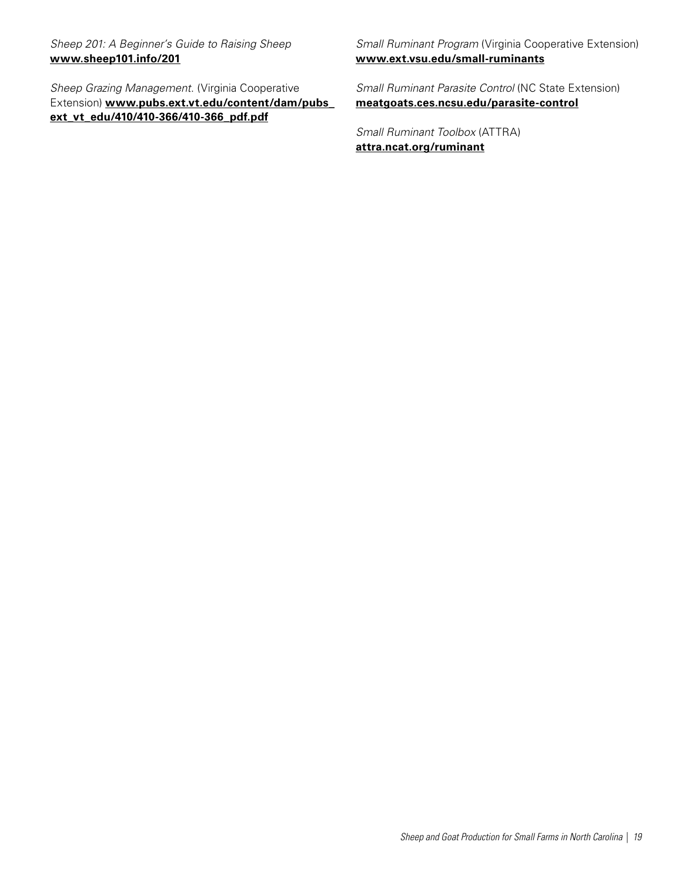*Sheep 201: A Beginner's Guide to Raising Sheep*
**www.sheep101.info/201**

*Sheep Grazing Management*. (Virginia Cooperative Extension) **www.pubs.ext.vt.edu/content/dam/pubs_ext_vt_edu/410/410-366/410-366_pdf.pdf**

*Small Ruminant Program* (Virginia Cooperative Extension)
**www.ext.vsu.edu/small-ruminants**

*Small Ruminant Parasite Control* (NC State Extension)
**meatgoats.ces.ncsu.edu/parasite-control**

*Small Ruminant Toolbox* (ATTRA)
**attra.ncat.org/ruminant**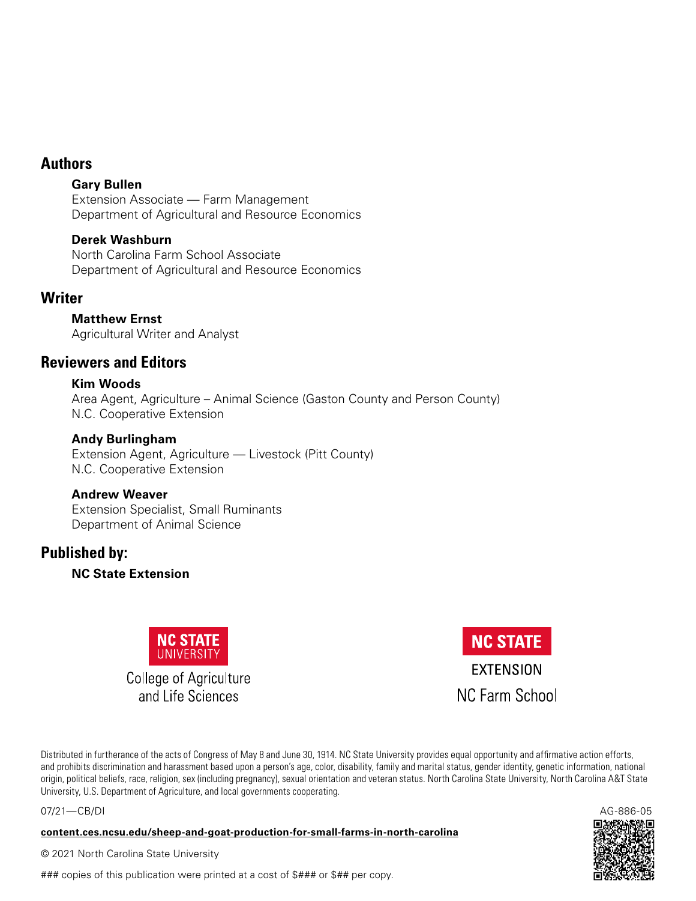## Authors

**Gary Bullen**
Extension Associate — Farm Management
Department of Agricultural and Resource Economics

**Derek Washburn**
North Carolina Farm School Associate
Department of Agricultural and Resource Economics

## Writer

**Matthew Ernst**
Agricultural Writer and Analyst

## Reviewers and Editors

**Kim Woods**
Area Agent, Agriculture – Animal Science (Gaston County and Person County)
N.C. Cooperative Extension

**Andy Burlingham**
Extension Agent, Agriculture — Livestock (Pitt County)
N.C. Cooperative Extension

**Andrew Weaver**
Extension Specialist, Small Ruminants
Department of Animal Science

## Published by:

**NC State Extension**

NC STATE UNIVERSITY
College of Agriculture and Life Sciences

NC STATE EXTENSION
NC Farm School

Distributed in furtherance of the acts of Congress of May 8 and June 30, 1914. NC State University provides equal opportunity and affirmative action efforts, and prohibits discrimination and harassment based upon a person's age, color, disability, family and marital status, gender identity, genetic information, national origin, political beliefs, race, religion, sex (including pregnancy), sexual orientation and veteran status. North Carolina State University, North Carolina A&T State University, U.S. Department of Agriculture, and local governments cooperating.

07/21—CB/DI

AG-886-05

**content.ces.ncsu.edu/sheep-and-goat-production-for-small-farms-in-north-carolina**

© 2021 North Carolina State University

### copies of this publication were printed at a cost of $### or $## per copy.